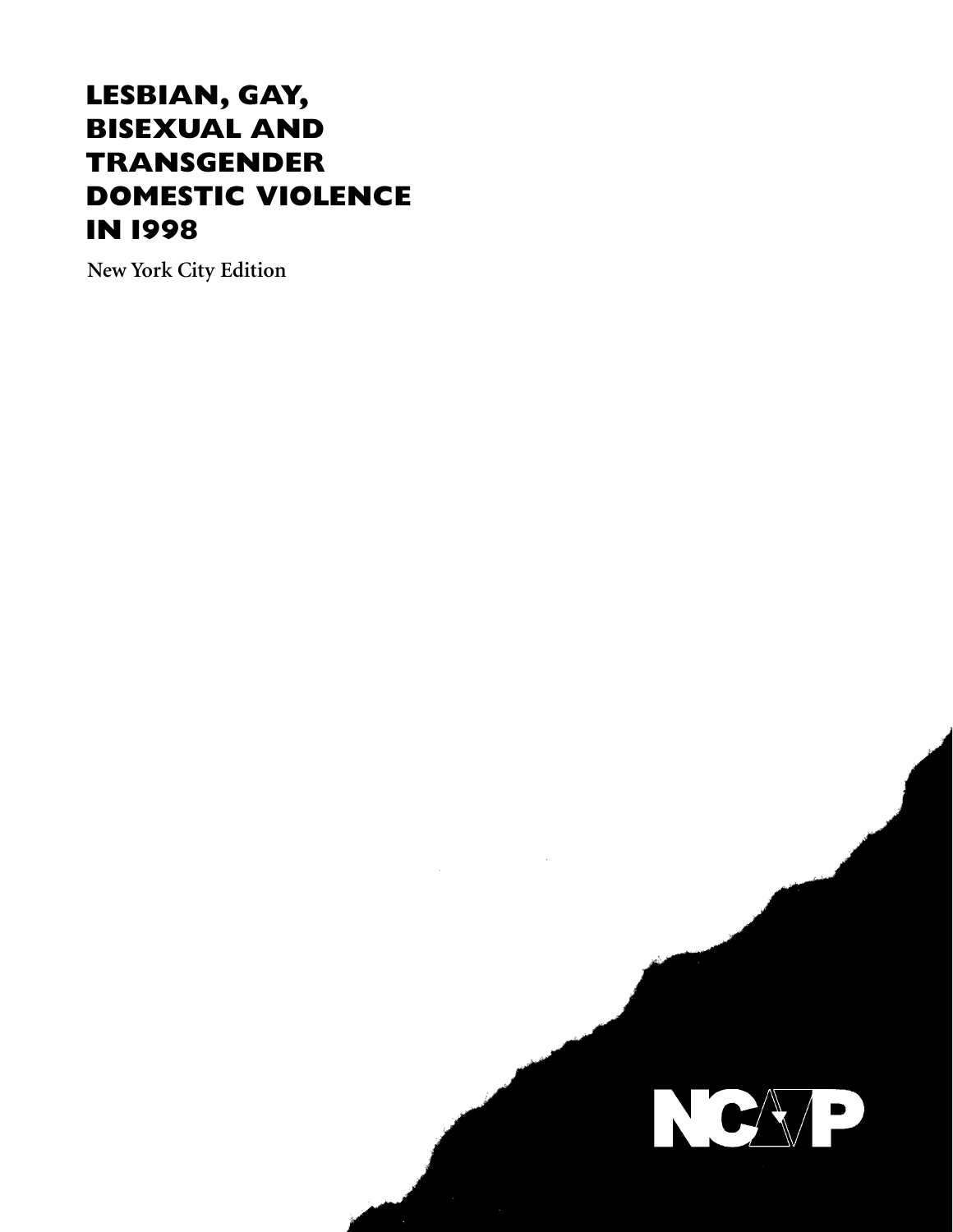# LESBIAN, GAY, BISEXUAL AND TRANSGENDER DOMESTIC VIOLENCE IN 1998

New York City Edition

NCAVP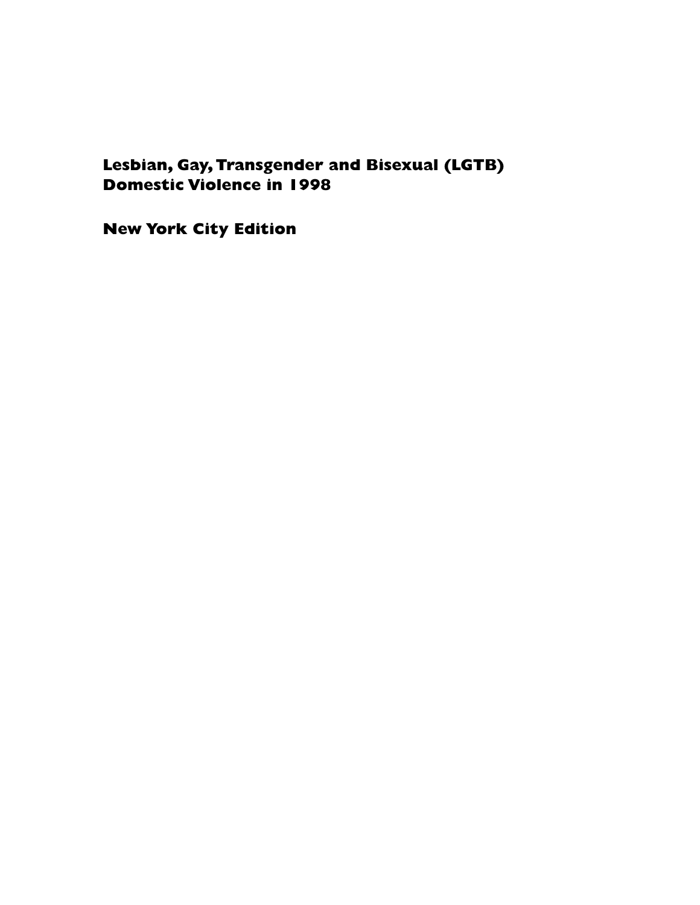# Lesbian, Gay, Transgender and Bisexual (LGTB) Domestic Violence in 1998

## New York City Edition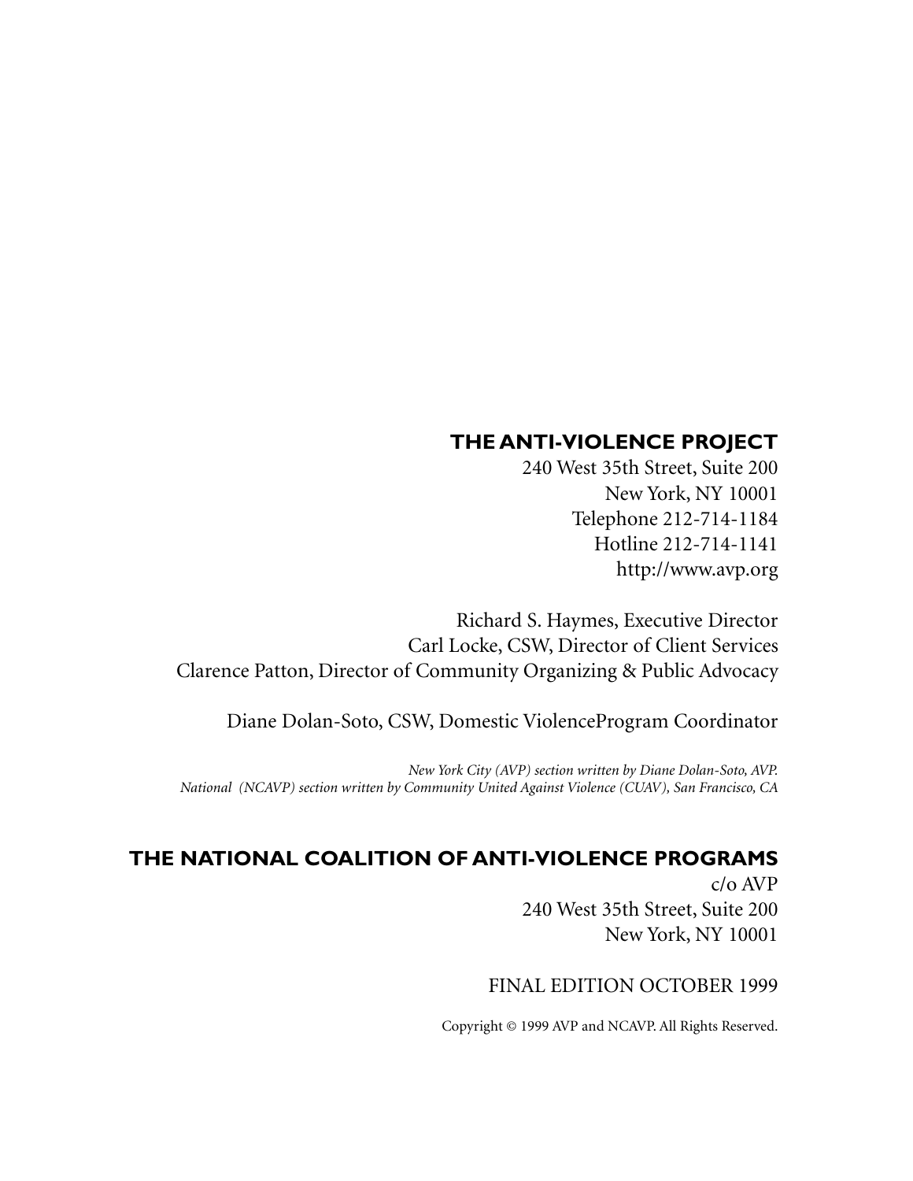## THE ANTI-VIOLENCE PROJECT

240 West 35th Street, Suite 200
New York, NY 10001
Telephone 212-714-1184
Hotline 212-714-1141
http://www.avp.org

Richard S. Haymes, Executive Director
Carl Locke, CSW, Director of Client Services
Clarence Patton, Director of Community Organizing & Public Advocacy

Diane Dolan-Soto, CSW, Domestic ViolenceProgram Coordinator

*New York City (AVP) section written by Diane Dolan-Soto, AVP.*
*National (NCAVP) section written by Community United Against Violence (CUAV), San Francisco, CA*

## THE NATIONAL COALITION OF ANTI-VIOLENCE PROGRAMS

c/o AVP
240 West 35th Street, Suite 200
New York, NY 10001

FINAL EDITION OCTOBER 1999

Copyright © 1999 AVP and NCAVP. All Rights Reserved.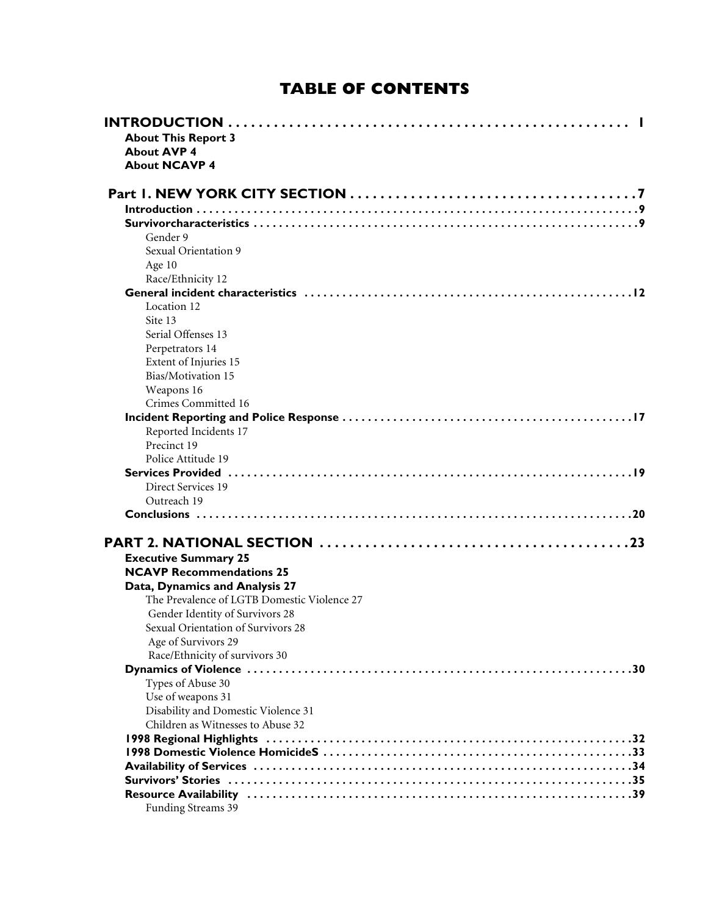# TABLE OF CONTENTS

**INTRODUCTION . . . . . . . . . . . . . . . . . . . . . . . . . . . . . . . . . . . . . . . . . . . . . . . . . . . . . 1**

- **About This Report 3**
- **About AVP 4**
- **About NCAVP 4**

**Part 1. NEW YORK CITY SECTION . . . . . . . . . . . . . . . . . . . . . . . . . . . . . . . . . . . . . . . 7**

- **Introduction . . . . . . . . . . . . . . . . . . . . . . . . . . . . . . . . . . . . . . . . . . . . . . . . . . . . . . . . . . . 9**
- **Survivorcharacteristics . . . . . . . . . . . . . . . . . . . . . . . . . . . . . . . . . . . . . . . . . . . . . . . . . . . 9**
  - Gender 9
  - Sexual Orientation 9
  - Age 10
  - Race/Ethnicity 12
- **General incident characteristics . . . . . . . . . . . . . . . . . . . . . . . . . . . . . . . . . . . . . . . . . . . 12**
  - Location 12
  - Site 13
  - Serial Offenses 13
  - Perpetrators 14
  - Extent of Injuries 15
  - Bias/Motivation 15
  - Weapons 16
  - Crimes Committed 16
- **Incident Reporting and Police Response . . . . . . . . . . . . . . . . . . . . . . . . . . . . . . . . . . . . . 17**
  - Reported Incidents 17
  - Precinct 19
  - Police Attitude 19
- **Services Provided . . . . . . . . . . . . . . . . . . . . . . . . . . . . . . . . . . . . . . . . . . . . . . . . . . . . 19**
  - Direct Services 19
  - Outreach 19
- **Conclusions . . . . . . . . . . . . . . . . . . . . . . . . . . . . . . . . . . . . . . . . . . . . . . . . . . . . . . . . . 20**

**PART 2. NATIONAL SECTION . . . . . . . . . . . . . . . . . . . . . . . . . . . . . . . . . . . . . . . . . 23**

- **Executive Summary 25**
- **NCAVP Recommendations 25**
- **Data, Dynamics and Analysis 27**
  - The Prevalence of LGTB Domestic Violence 27
  - Gender Identity of Survivors 28
  - Sexual Orientation of Survivors 28
  - Age of Survivors 29
  - Race/Ethnicity of survivors 30
- **Dynamics of Violence . . . . . . . . . . . . . . . . . . . . . . . . . . . . . . . . . . . . . . . . . . . . . . . . . . . 30**
  - Types of Abuse 30
  - Use of weapons 31
  - Disability and Domestic Violence 31
  - Children as Witnesses to Abuse 32
- **1998 Regional Highlights . . . . . . . . . . . . . . . . . . . . . . . . . . . . . . . . . . . . . . . . . . . . . . . . 32**
- **1998 Domestic Violence HomicideS . . . . . . . . . . . . . . . . . . . . . . . . . . . . . . . . . . . . . . . . 33**
- **Availability of Services . . . . . . . . . . . . . . . . . . . . . . . . . . . . . . . . . . . . . . . . . . . . . . . . . . 34**
- **Survivors' Stories . . . . . . . . . . . . . . . . . . . . . . . . . . . . . . . . . . . . . . . . . . . . . . . . . . . . . . 35**
- **Resource Availability . . . . . . . . . . . . . . . . . . . . . . . . . . . . . . . . . . . . . . . . . . . . . . . . . . . 39**
  - Funding Streams 39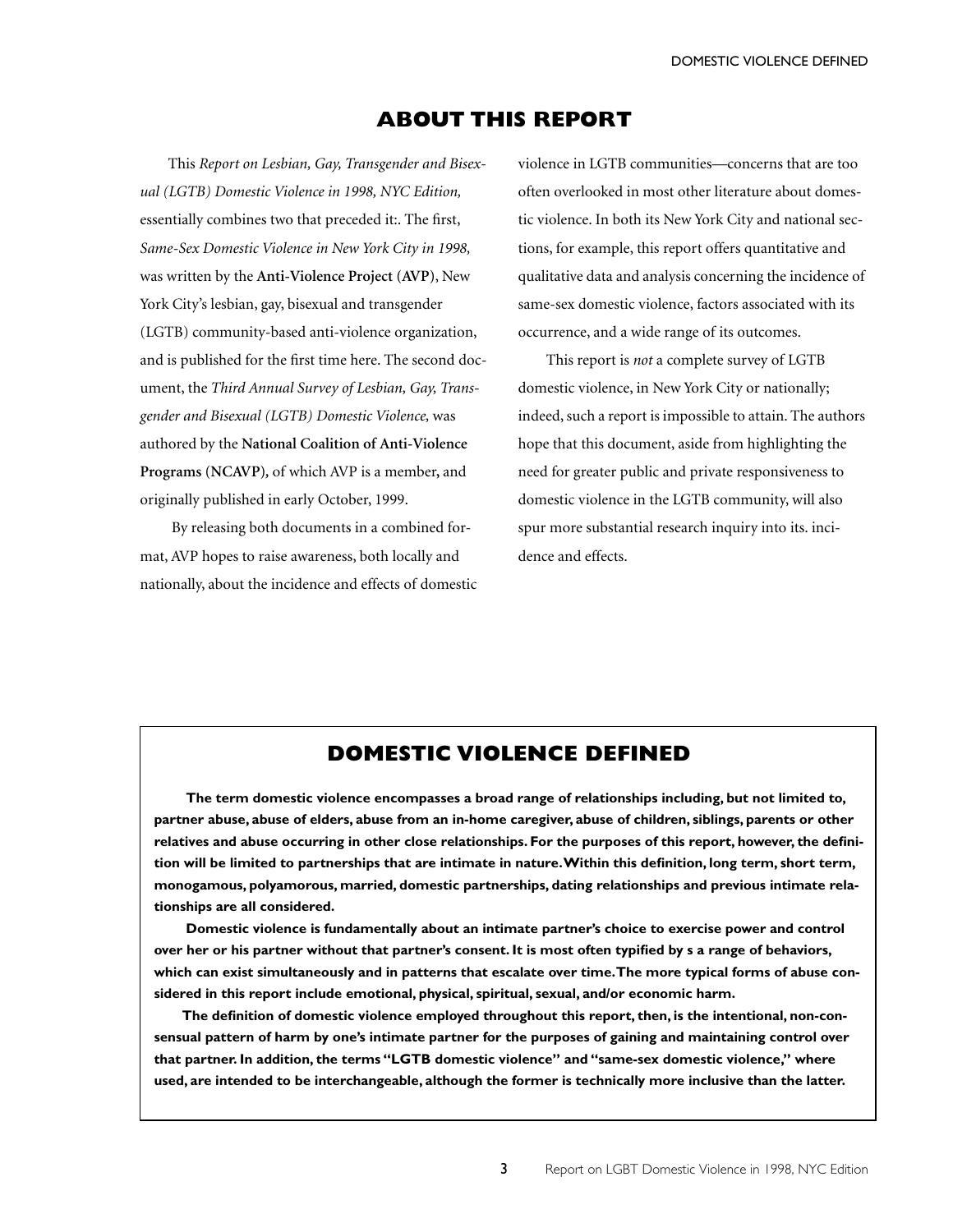## ABOUT THIS REPORT

This *Report on Lesbian, Gay, Transgender and Bisexual (LGTB) Domestic Violence in 1998, NYC Edition,* essentially combines two that preceded it:. The first, *Same-Sex Domestic Violence in New York City in 1998,* was written by the **Anti-Violence Project (AVP)**, New York City's lesbian, gay, bisexual and transgender (LGTB) community-based anti-violence organization, and is published for the first time here. The second document, the *Third Annual Survey of Lesbian, Gay, Transgender and Bisexual (LGTB) Domestic Violence,* was authored by the **National Coalition of Anti-Violence Programs (NCAVP)**, of which AVP is a member, and originally published in early October, 1999.

By releasing both documents in a combined format, AVP hopes to raise awareness, both locally and nationally, about the incidence and effects of domestic violence in LGTB communities—concerns that are too often overlooked in most other literature about domestic violence. In both its New York City and national sections, for example, this report offers quantitative and qualitative data and analysis concerning the incidence of same-sex domestic violence, factors associated with its occurrence, and a wide range of its outcomes.

This report is *not* a complete survey of LGTB domestic violence, in New York City or nationally; indeed, such a report is impossible to attain. The authors hope that this document, aside from highlighting the need for greater public and private responsiveness to domestic violence in the LGTB community, will also spur more substantial research inquiry into its. incidence and effects.

## DOMESTIC VIOLENCE DEFINED

**The term domestic violence encompasses a broad range of relationships including, but not limited to, partner abuse, abuse of elders, abuse from an in-home caregiver, abuse of children, siblings, parents or other relatives and abuse occurring in other close relationships. For the purposes of this report, however, the definition will be limited to partnerships that are intimate in nature. Within this definition, long term, short term, monogamous, polyamorous, married, domestic partnerships, dating relationships and previous intimate relationships are all considered.**

**Domestic violence is fundamentally about an intimate partner's choice to exercise power and control over her or his partner without that partner's consent. It is most often typified by s a range of behaviors, which can exist simultaneously and in patterns that escalate over time. The more typical forms of abuse considered in this report include emotional, physical, spiritual, sexual, and/or economic harm.**

**The definition of domestic violence employed throughout this report, then, is the intentional, non-consensual pattern of harm by one's intimate partner for the purposes of gaining and maintaining control over that partner. In addition, the terms "LGTB domestic violence" and "same-sex domestic violence," where used, are intended to be interchangeable, although the former is technically more inclusive than the latter.**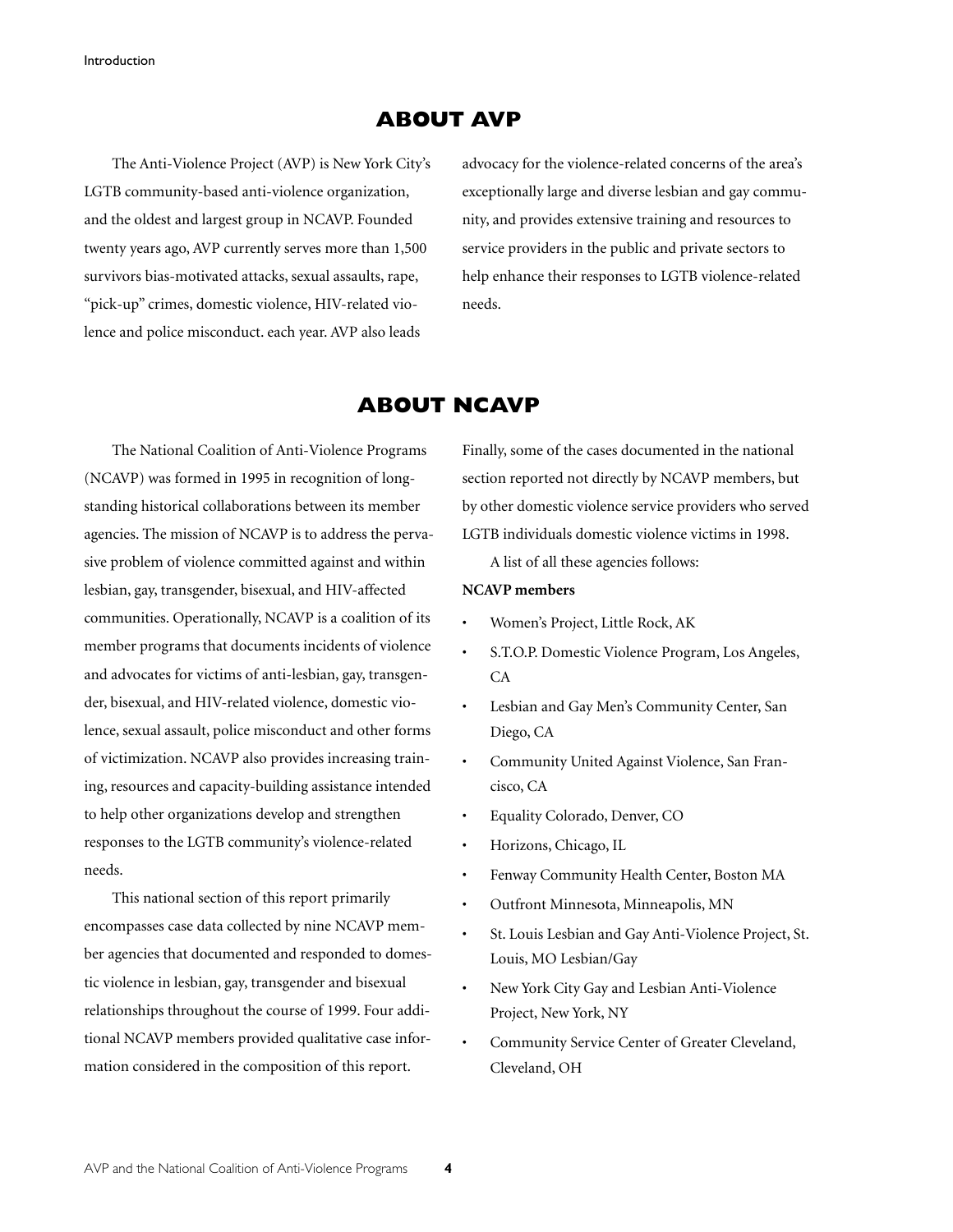## ABOUT AVP

The Anti-Violence Project (AVP) is New York City's LGTB community-based anti-violence organization, and the oldest and largest group in NCAVP. Founded twenty years ago, AVP currently serves more than 1,500 survivors bias-motivated attacks, sexual assaults, rape, "pick-up" crimes, domestic violence, HIV-related violence and police misconduct. each year. AVP also leads advocacy for the violence-related concerns of the area's exceptionally large and diverse lesbian and gay community, and provides extensive training and resources to service providers in the public and private sectors to help enhance their responses to LGTB violence-related needs.

## ABOUT NCAVP

The National Coalition of Anti-Violence Programs (NCAVP) was formed in 1995 in recognition of long-standing historical collaborations between its member agencies. The mission of NCAVP is to address the pervasive problem of violence committed against and within lesbian, gay, transgender, bisexual, and HIV-affected communities. Operationally, NCAVP is a coalition of its member programs that documents incidents of violence and advocates for victims of anti-lesbian, gay, transgender, bisexual, and HIV-related violence, domestic violence, sexual assault, police misconduct and other forms of victimization. NCAVP also provides increasing training, resources and capacity-building assistance intended to help other organizations develop and strengthen responses to the LGTB community's violence-related needs.

This national section of this report primarily encompasses case data collected by nine NCAVP member agencies that documented and responded to domestic violence in lesbian, gay, transgender and bisexual relationships throughout the course of 1999. Four additional NCAVP members provided qualitative case information considered in the composition of this report. Finally, some of the cases documented in the national section reported not directly by NCAVP members, but by other domestic violence service providers who served LGTB individuals domestic violence victims in 1998.

A list of all these agencies follows:

**NCAVP members**

- Women's Project, Little Rock, AK
- S.T.O.P. Domestic Violence Program, Los Angeles, CA
- Lesbian and Gay Men's Community Center, San Diego, CA
- Community United Against Violence, San Francisco, CA
- Equality Colorado, Denver, CO
- Horizons, Chicago, IL
- Fenway Community Health Center, Boston MA
- Outfront Minnesota, Minneapolis, MN
- St. Louis Lesbian and Gay Anti-Violence Project, St. Louis, MO Lesbian/Gay
- New York City Gay and Lesbian Anti-Violence Project, New York, NY
- Community Service Center of Greater Cleveland, Cleveland, OH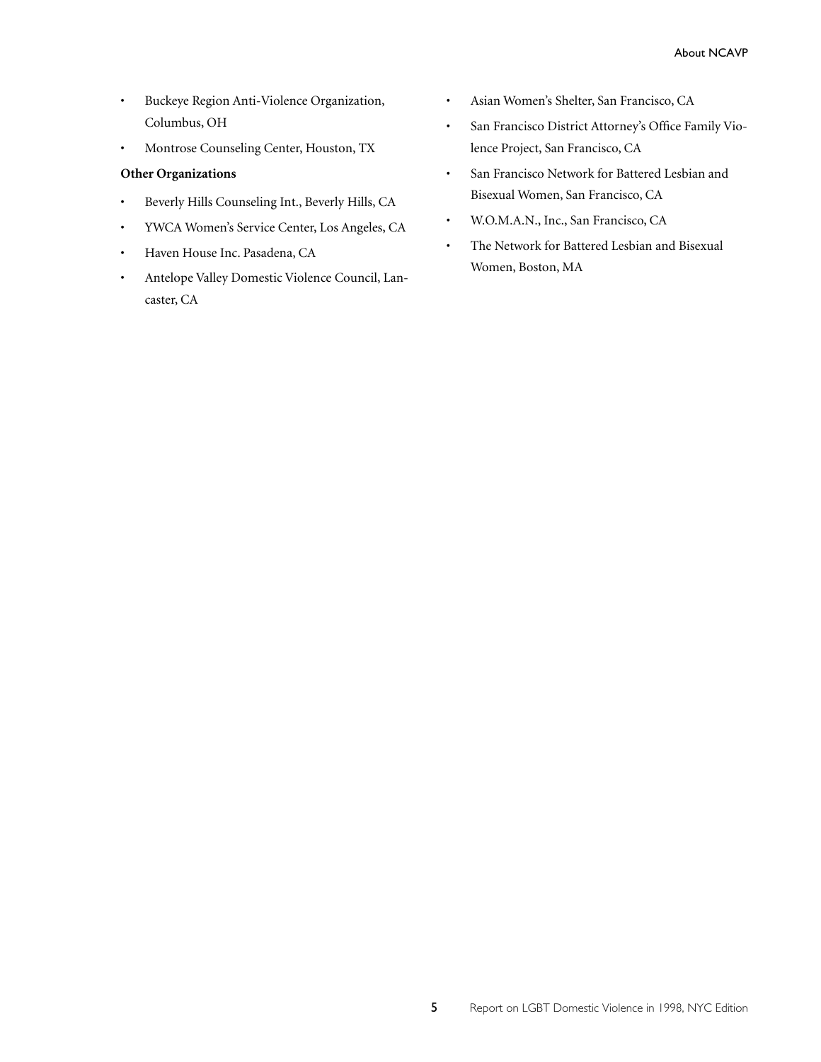- Buckeye Region Anti-Violence Organization, Columbus, OH
- Montrose Counseling Center, Houston, TX

**Other Organizations**

- Beverly Hills Counseling Int., Beverly Hills, CA
- YWCA Women's Service Center, Los Angeles, CA
- Haven House Inc. Pasadena, CA
- Antelope Valley Domestic Violence Council, Lancaster, CA
- Asian Women's Shelter, San Francisco, CA
- San Francisco District Attorney's Office Family Violence Project, San Francisco, CA
- San Francisco Network for Battered Lesbian and Bisexual Women, San Francisco, CA
- W.O.M.A.N., Inc., San Francisco, CA
- The Network for Battered Lesbian and Bisexual Women, Boston, MA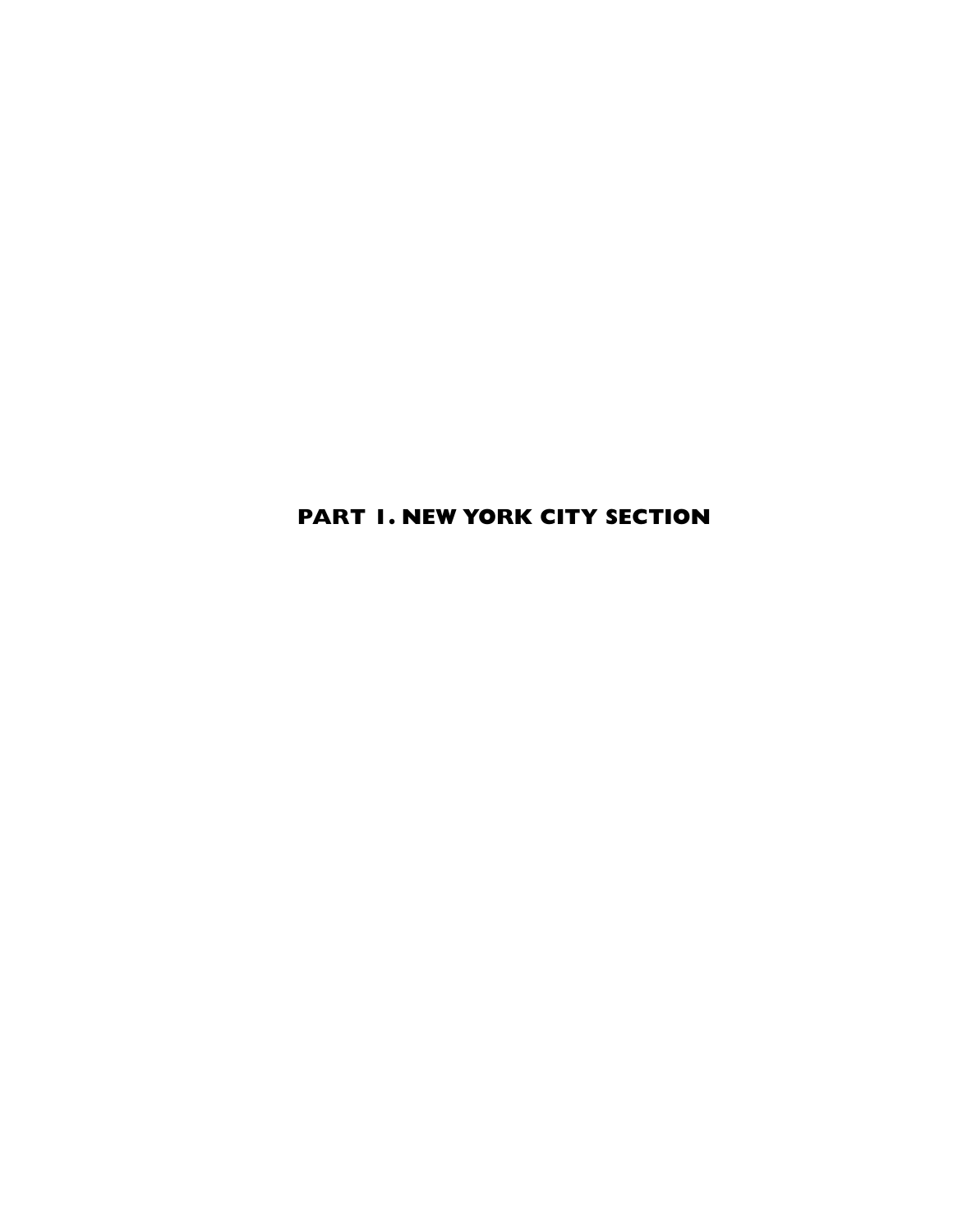# PART 1. NEW YORK CITY SECTION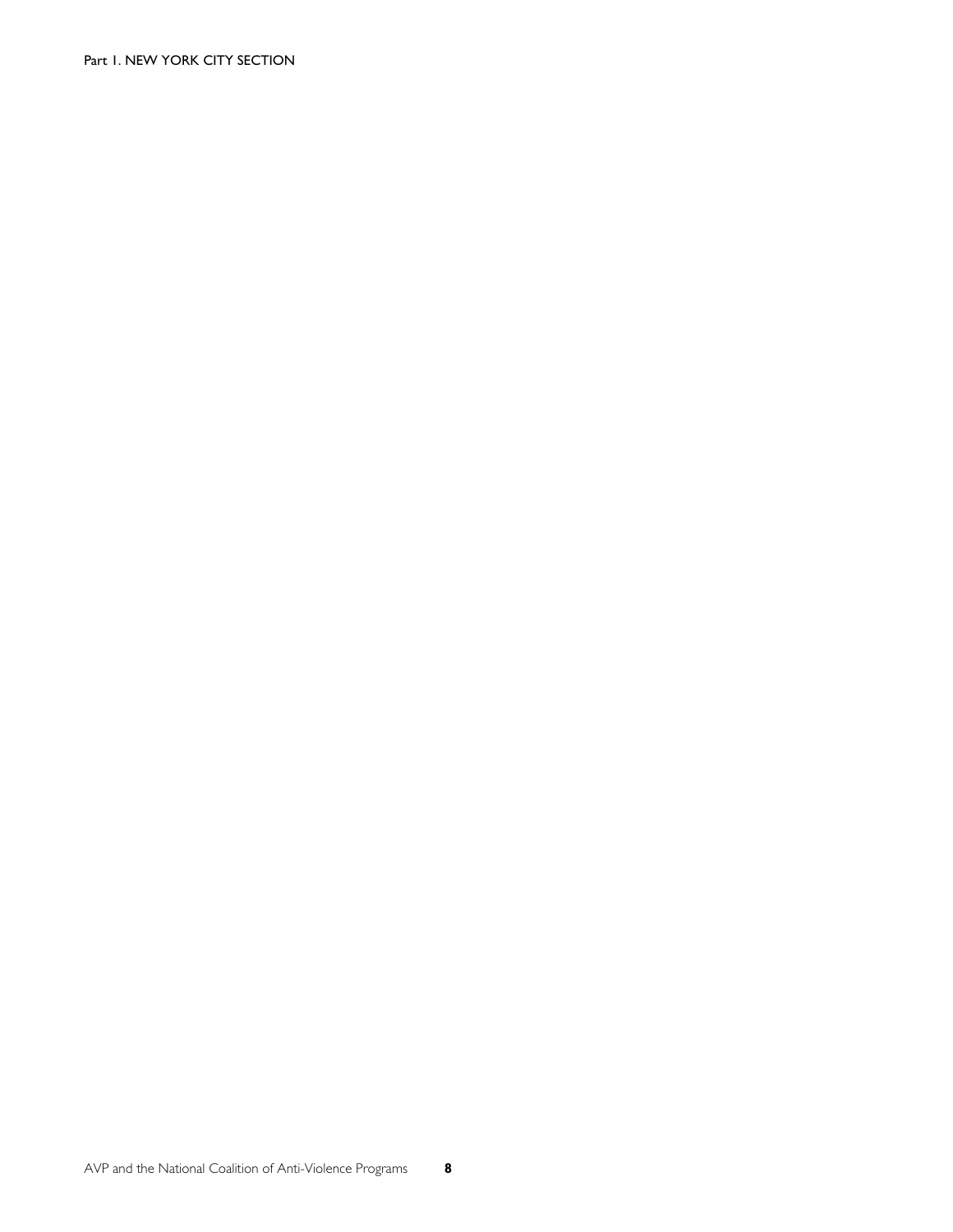Part 1. NEW YORK CITY SECTION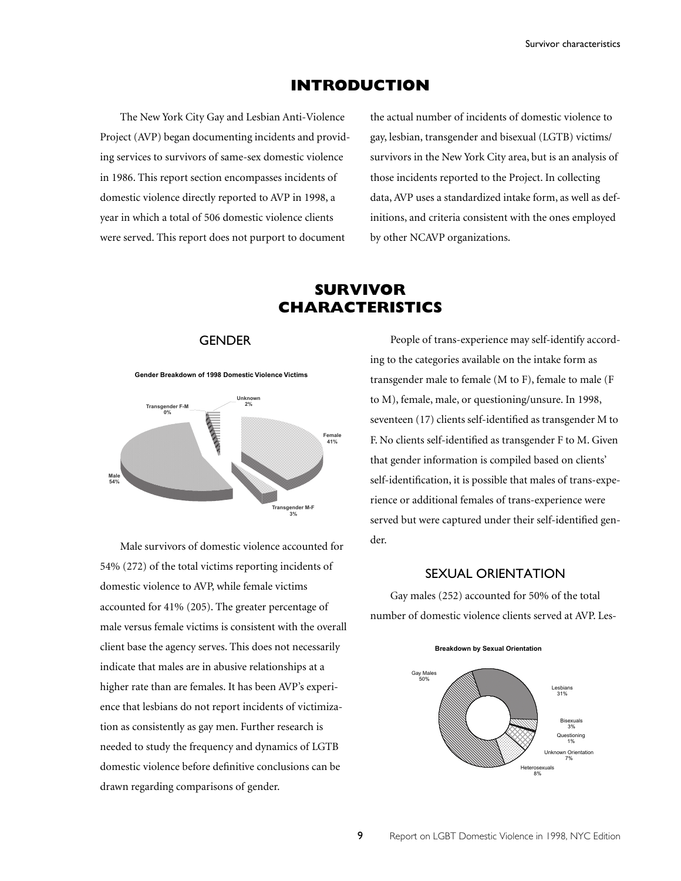# INTRODUCTION

The New York City Gay and Lesbian Anti-Violence Project (AVP) began documenting incidents and providing services to survivors of same-sex domestic violence in 1986. This report section encompasses incidents of domestic violence directly reported to AVP in 1998, a year in which a total of 506 domestic violence clients were served. This report does not purport to document the actual number of incidents of domestic violence to gay, lesbian, transgender and bisexual (LGTB) victims/survivors in the New York City area, but is an analysis of those incidents reported to the Project. In collecting data, AVP uses a standardized intake form, as well as definitions, and criteria consistent with the ones employed by other NCAVP organizations.

# SURVIVOR CHARACTERISTICS

## GENDER

**Gender Breakdown of 1998 Domestic Violence Victims**

Male 54%; Female 41%; Transgender M-F 3%; Unknown 2%; Transgender F-M 0%

Male survivors of domestic violence accounted for 54% (272) of the total victims reporting incidents of domestic violence to AVP, while female victims accounted for 41% (205). The greater percentage of male versus female victims is consistent with the overall client base the agency serves. This does not necessarily indicate that males are in abusive relationships at a higher rate than are females. It has been AVP's experience that lesbians do not report incidents of victimization as consistently as gay men. Further research is needed to study the frequency and dynamics of LGTB domestic violence before definitive conclusions can be drawn regarding comparisons of gender.

People of trans-experience may self-identify according to the categories available on the intake form as transgender male to female (M to F), female to male (F to M), female, male, or questioning/unsure. In 1998, seventeen (17) clients self-identified as transgender M to F. No clients self-identified as transgender F to M. Given that gender information is compiled based on clients' self-identification, it is possible that males of trans-experience or additional females of trans-experience were served but were captured under their self-identified gender.

## SEXUAL ORIENTATION

Gay males (252) accounted for 50% of the total number of domestic violence clients served at AVP. Les-

**Breakdown by Sexual Orientation**

Gay Males 50%; Lesbians 31%; Heterosexuals 8%; Unknown Orientation 7%; Bisexuals 3%; Questioning 1%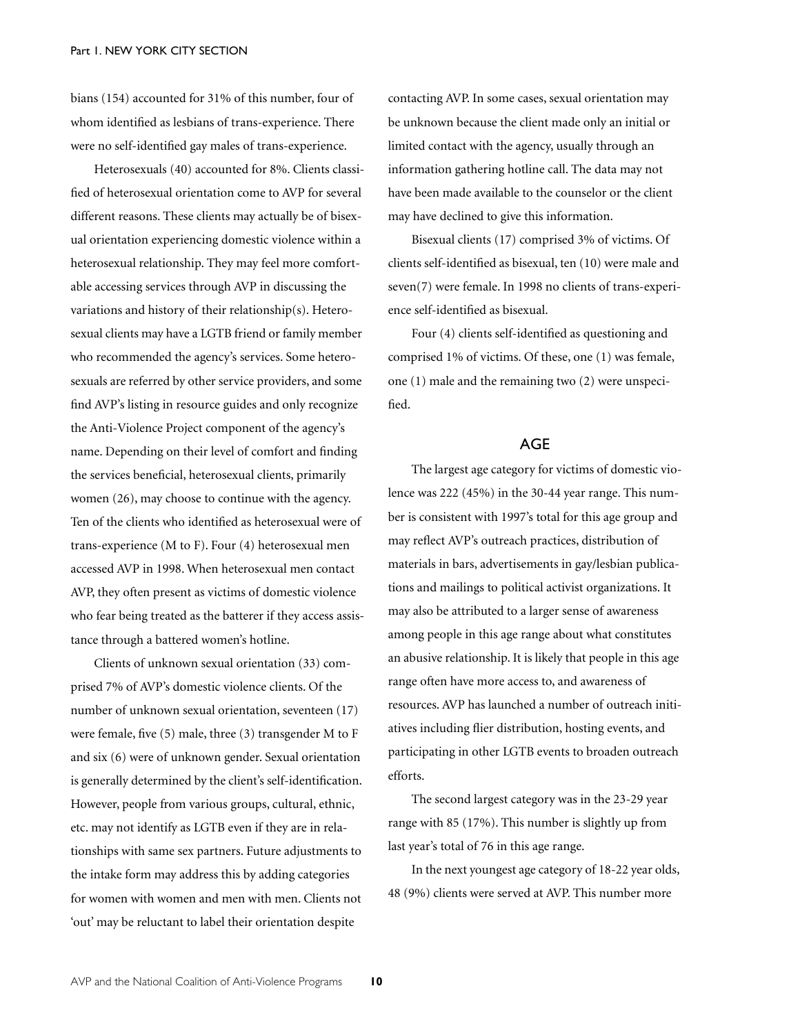bians (154) accounted for 31% of this number, four of whom identified as lesbians of trans-experience. There were no self-identified gay males of trans-experience.

Heterosexuals (40) accounted for 8%. Clients classified of heterosexual orientation come to AVP for several different reasons. These clients may actually be of bisexual orientation experiencing domestic violence within a heterosexual relationship. They may feel more comfortable accessing services through AVP in discussing the variations and history of their relationship(s). Heterosexual clients may have a LGTB friend or family member who recommended the agency's services. Some heterosexuals are referred by other service providers, and some find AVP's listing in resource guides and only recognize the Anti-Violence Project component of the agency's name. Depending on their level of comfort and finding the services beneficial, heterosexual clients, primarily women (26), may choose to continue with the agency. Ten of the clients who identified as heterosexual were of trans-experience (M to F). Four (4) heterosexual men accessed AVP in 1998. When heterosexual men contact AVP, they often present as victims of domestic violence who fear being treated as the batterer if they access assistance through a battered women's hotline.

Clients of unknown sexual orientation (33) comprised 7% of AVP's domestic violence clients. Of the number of unknown sexual orientation, seventeen (17) were female, five (5) male, three (3) transgender M to F and six (6) were of unknown gender. Sexual orientation is generally determined by the client's self-identification. However, people from various groups, cultural, ethnic, etc. may not identify as LGTB even if they are in relationships with same sex partners. Future adjustments to the intake form may address this by adding categories for women with women and men with men. Clients not 'out' may be reluctant to label their orientation despite contacting AVP. In some cases, sexual orientation may be unknown because the client made only an initial or limited contact with the agency, usually through an information gathering hotline call. The data may not have been made available to the counselor or the client may have declined to give this information.

Bisexual clients (17) comprised 3% of victims. Of clients self-identified as bisexual, ten (10) were male and seven(7) were female. In 1998 no clients of trans-experience self-identified as bisexual.

Four (4) clients self-identified as questioning and comprised 1% of victims. Of these, one (1) was female, one (1) male and the remaining two (2) were unspecified.

## AGE

The largest age category for victims of domestic violence was 222 (45%) in the 30-44 year range. This number is consistent with 1997's total for this age group and may reflect AVP's outreach practices, distribution of materials in bars, advertisements in gay/lesbian publications and mailings to political activist organizations. It may also be attributed to a larger sense of awareness among people in this age range about what constitutes an abusive relationship. It is likely that people in this age range often have more access to, and awareness of resources. AVP has launched a number of outreach initiatives including flier distribution, hosting events, and participating in other LGTB events to broaden outreach efforts.

The second largest category was in the 23-29 year range with 85 (17%). This number is slightly up from last year's total of 76 in this age range.

In the next youngest age category of 18-22 year olds, 48 (9%) clients were served at AVP. This number more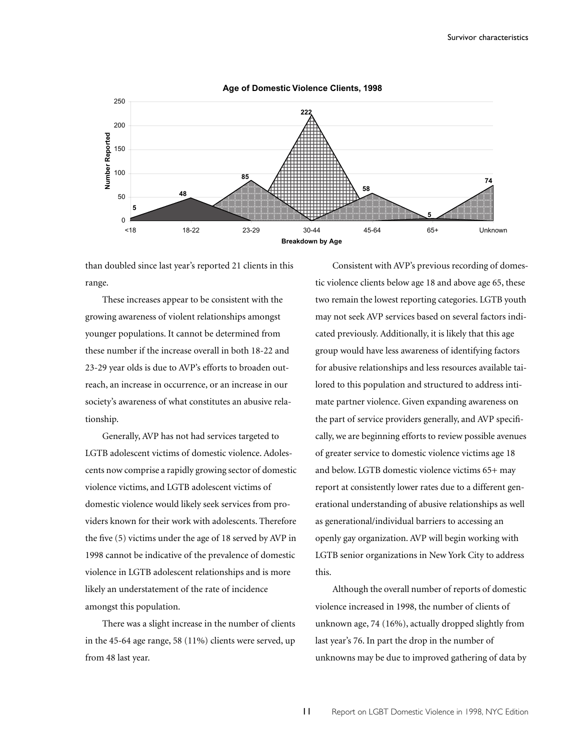**Age of Domestic Violence Clients, 1998**

| Breakdown by Age | Number Reported |
|---|---|
| <18 | 5 |
| 18-22 | 48 |
| 23-29 | 85 |
| 30-44 | 222 |
| 45-64 | 58 |
| 65+ | 5 |
| Unknown | 74 |

than doubled since last year's reported 21 clients in this range.

These increases appear to be consistent with the growing awareness of violent relationships amongst younger populations. It cannot be determined from these number if the increase overall in both 18-22 and 23-29 year olds is due to AVP's efforts to broaden outreach, an increase in occurrence, or an increase in our society's awareness of what constitutes an abusive relationship.

Generally, AVP has not had services targeted to LGTB adolescent victims of domestic violence. Adolescents now comprise a rapidly growing sector of domestic violence victims, and LGTB adolescent victims of domestic violence would likely seek services from providers known for their work with adolescents. Therefore the five (5) victims under the age of 18 served by AVP in 1998 cannot be indicative of the prevalence of domestic violence in LGTB adolescent relationships and is more likely an understatement of the rate of incidence amongst this population.

There was a slight increase in the number of clients in the 45-64 age range, 58 (11%) clients were served, up from 48 last year.

Consistent with AVP's previous recording of domestic violence clients below age 18 and above age 65, these two remain the lowest reporting categories. LGTB youth may not seek AVP services based on several factors indicated previously. Additionally, it is likely that this age group would have less awareness of identifying factors for abusive relationships and less resources available tailored to this population and structured to address intimate partner violence. Given expanding awareness on the part of service providers generally, and AVP specifically, we are beginning efforts to review possible avenues of greater service to domestic violence victims age 18 and below. LGTB domestic violence victims 65+ may report at consistently lower rates due to a different generational understanding of abusive relationships as well as generational/individual barriers to accessing an openly gay organization. AVP will begin working with LGTB senior organizations in New York City to address this.

Although the overall number of reports of domestic violence increased in 1998, the number of clients of unknown age, 74 (16%), actually dropped slightly from last year's 76. In part the drop in the number of unknowns may be due to improved gathering of data by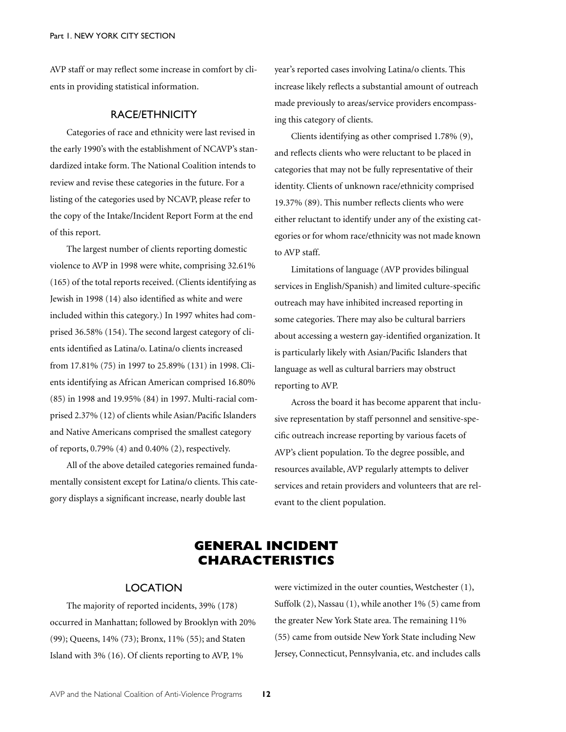AVP staff or may reflect some increase in comfort by clients in providing statistical information.

### RACE/ETHNICITY

Categories of race and ethnicity were last revised in the early 1990's with the establishment of NCAVP's standardized intake form. The National Coalition intends to review and revise these categories in the future. For a listing of the categories used by NCAVP, please refer to the copy of the Intake/Incident Report Form at the end of this report.

The largest number of clients reporting domestic violence to AVP in 1998 were white, comprising 32.61% (165) of the total reports received. (Clients identifying as Jewish in 1998 (14) also identified as white and were included within this category.) In 1997 whites had comprised 36.58% (154). The second largest category of clients identified as Latina/o. Latina/o clients increased from 17.81% (75) in 1997 to 25.89% (131) in 1998. Clients identifying as African American comprised 16.80% (85) in 1998 and 19.95% (84) in 1997. Multi-racial comprised 2.37% (12) of clients while Asian/Pacific Islanders and Native Americans comprised the smallest category of reports, 0.79% (4) and 0.40% (2), respectively.

All of the above detailed categories remained fundamentally consistent except for Latina/o clients. This category displays a significant increase, nearly double last year's reported cases involving Latina/o clients. This increase likely reflects a substantial amount of outreach made previously to areas/service providers encompassing this category of clients.

Clients identifying as other comprised 1.78% (9), and reflects clients who were reluctant to be placed in categories that may not be fully representative of their identity. Clients of unknown race/ethnicity comprised 19.37% (89). This number reflects clients who were either reluctant to identify under any of the existing categories or for whom race/ethnicity was not made known to AVP staff.

Limitations of language (AVP provides bilingual services in English/Spanish) and limited culture-specific outreach may have inhibited increased reporting in some categories. There may also be cultural barriers about accessing a western gay-identified organization. It is particularly likely with Asian/Pacific Islanders that language as well as cultural barriers may obstruct reporting to AVP.

Across the board it has become apparent that inclusive representation by staff personnel and sensitive-specific outreach increase reporting by various facets of AVP's client population. To the degree possible, and resources available, AVP regularly attempts to deliver services and retain providers and volunteers that are relevant to the client population.

## GENERAL INCIDENT CHARACTERISTICS

### LOCATION

The majority of reported incidents, 39% (178) occurred in Manhattan; followed by Brooklyn with 20% (99); Queens, 14% (73); Bronx, 11% (55); and Staten Island with 3% (16). Of clients reporting to AVP, 1% were victimized in the outer counties, Westchester (1), Suffolk (2), Nassau (1), while another 1% (5) came from the greater New York State area. The remaining 11% (55) came from outside New York State including New Jersey, Connecticut, Pennsylvania, etc. and includes calls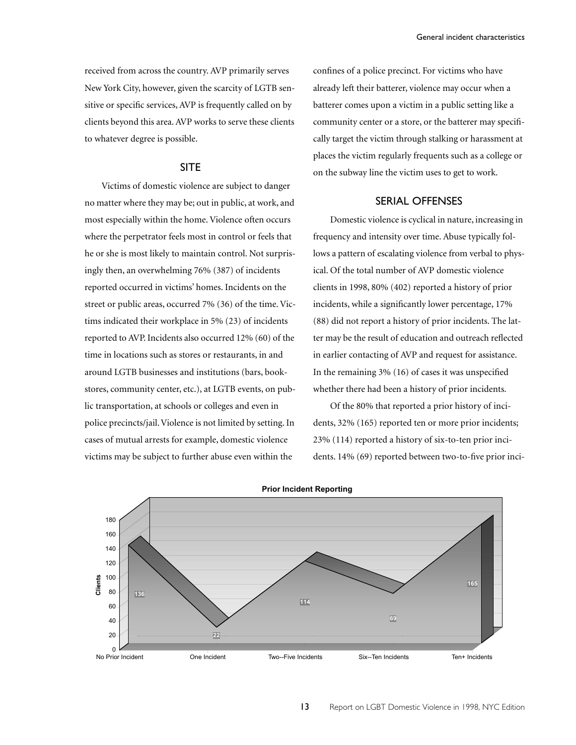received from across the country. AVP primarily serves New York City, however, given the scarcity of LGTB sensitive or specific services, AVP is frequently called on by clients beyond this area. AVP works to serve these clients to whatever degree is possible.

## SITE

Victims of domestic violence are subject to danger no matter where they may be; out in public, at work, and most especially within the home. Violence often occurs where the perpetrator feels most in control or feels that he or she is most likely to maintain control. Not surprisingly then, an overwhelming 76% (387) of incidents reported occurred in victims' homes. Incidents on the street or public areas, occurred 7% (36) of the time. Victims indicated their workplace in 5% (23) of incidents reported to AVP. Incidents also occurred 12% (60) of the time in locations such as stores or restaurants, in and around LGTB businesses and institutions (bars, bookstores, community center, etc.), at LGTB events, on public transportation, at schools or colleges and even in police precincts/jail. Violence is not limited by setting. In cases of mutual arrests for example, domestic violence victims may be subject to further abuse even within the confines of a police precinct. For victims who have already left their batterer, violence may occur when a batterer comes upon a victim in a public setting like a community center or a store, or the batterer may specifically target the victim through stalking or harassment at places the victim regularly frequents such as a college or on the subway line the victim uses to get to work.

## SERIAL OFFENSES

Domestic violence is cyclical in nature, increasing in frequency and intensity over time. Abuse typically follows a pattern of escalating violence from verbal to physical. Of the total number of AVP domestic violence clients in 1998, 80% (402) reported a history of prior incidents, while a significantly lower percentage, 17% (88) did not report a history of prior incidents. The latter may be the result of education and outreach reflected in earlier contacting of AVP and request for assistance. In the remaining 3% (16) of cases it was unspecified whether there had been a history of prior incidents.

Of the 80% that reported a prior history of incidents, 32% (165) reported ten or more prior incidents; 23% (114) reported a history of six-to-ten prior incidents. 14% (69) reported between two-to-five prior inci-

**Prior Incident Reporting**

| | No Prior Incident | One Incident | Two--Five Incidents | Six--Ten Incidents | Ten+ Incidents |
|---|---|---|---|---|---|
| Clients | 136 | 22 | 114 | 69 | 165 |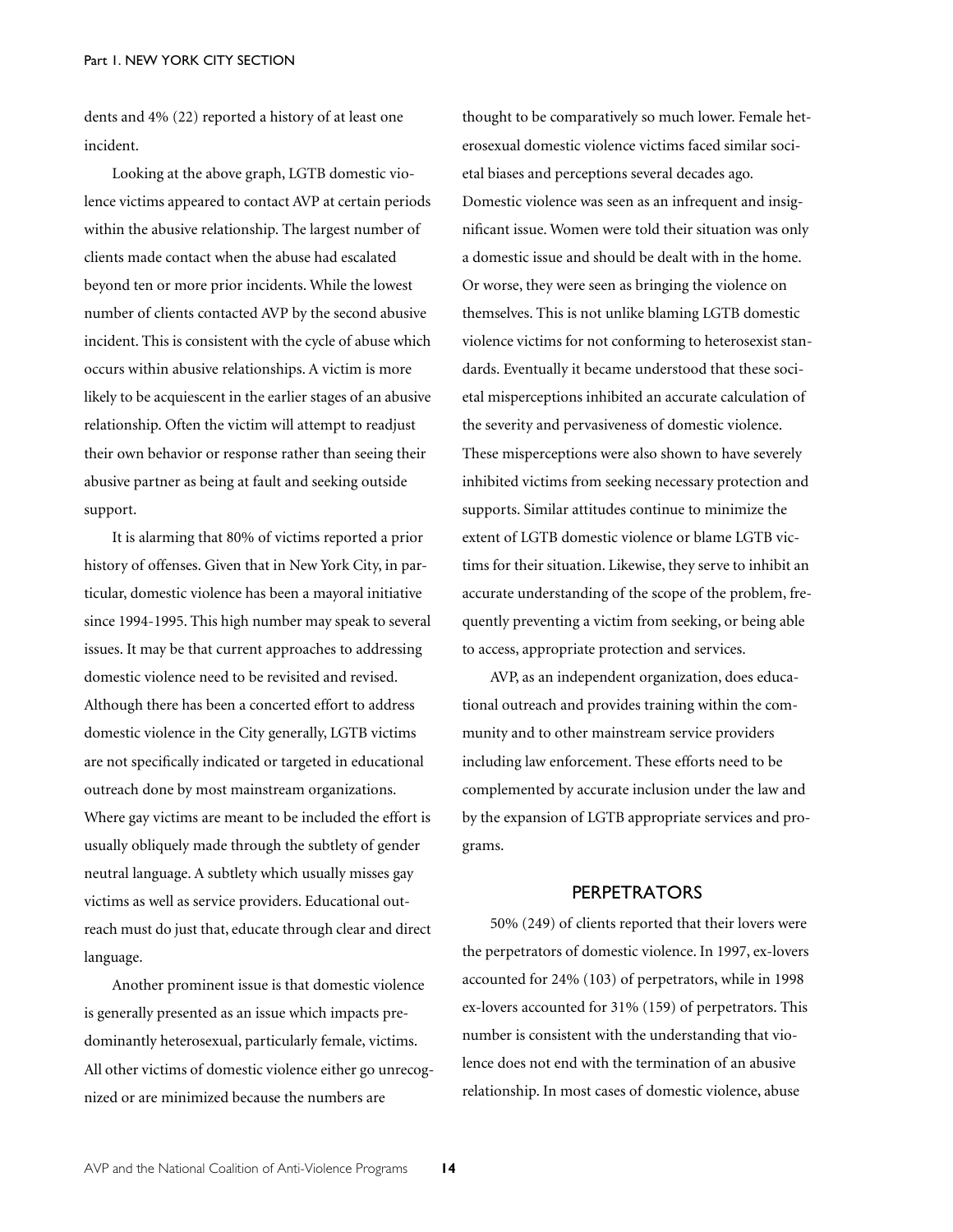dents and 4% (22) reported a history of at least one incident.

Looking at the above graph, LGTB domestic violence victims appeared to contact AVP at certain periods within the abusive relationship. The largest number of clients made contact when the abuse had escalated beyond ten or more prior incidents. While the lowest number of clients contacted AVP by the second abusive incident. This is consistent with the cycle of abuse which occurs within abusive relationships. A victim is more likely to be acquiescent in the earlier stages of an abusive relationship. Often the victim will attempt to readjust their own behavior or response rather than seeing their abusive partner as being at fault and seeking outside support.

It is alarming that 80% of victims reported a prior history of offenses. Given that in New York City, in particular, domestic violence has been a mayoral initiative since 1994-1995. This high number may speak to several issues. It may be that current approaches to addressing domestic violence need to be revisited and revised. Although there has been a concerted effort to address domestic violence in the City generally, LGTB victims are not specifically indicated or targeted in educational outreach done by most mainstream organizations. Where gay victims are meant to be included the effort is usually obliquely made through the subtlety of gender neutral language. A subtlety which usually misses gay victims as well as service providers. Educational outreach must do just that, educate through clear and direct language.

Another prominent issue is that domestic violence is generally presented as an issue which impacts predominantly heterosexual, particularly female, victims. All other victims of domestic violence either go unrecognized or are minimized because the numbers are thought to be comparatively so much lower. Female heterosexual domestic violence victims faced similar societal biases and perceptions several decades ago. Domestic violence was seen as an infrequent and insignificant issue. Women were told their situation was only a domestic issue and should be dealt with in the home. Or worse, they were seen as bringing the violence on themselves. This is not unlike blaming LGTB domestic violence victims for not conforming to heterosexist standards. Eventually it became understood that these societal misperceptions inhibited an accurate calculation of the severity and pervasiveness of domestic violence. These misperceptions were also shown to have severely inhibited victims from seeking necessary protection and supports. Similar attitudes continue to minimize the extent of LGTB domestic violence or blame LGTB victims for their situation. Likewise, they serve to inhibit an accurate understanding of the scope of the problem, frequently preventing a victim from seeking, or being able to access, appropriate protection and services.

AVP, as an independent organization, does educational outreach and provides training within the community and to other mainstream service providers including law enforcement. These efforts need to be complemented by accurate inclusion under the law and by the expansion of LGTB appropriate services and programs.

## PERPETRATORS

50% (249) of clients reported that their lovers were the perpetrators of domestic violence. In 1997, ex-lovers accounted for 24% (103) of perpetrators, while in 1998 ex-lovers accounted for 31% (159) of perpetrators. This number is consistent with the understanding that violence does not end with the termination of an abusive relationship. In most cases of domestic violence, abuse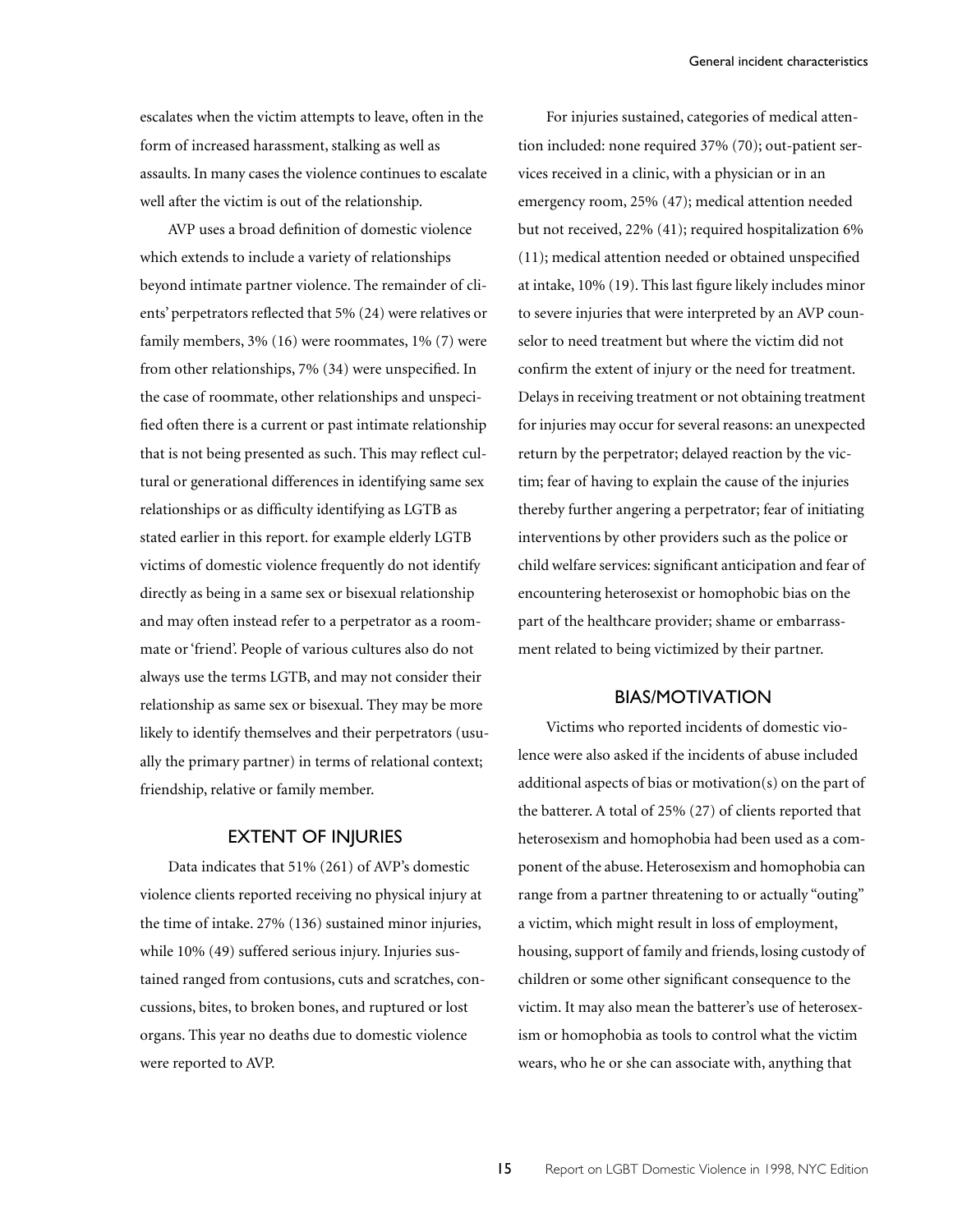escalates when the victim attempts to leave, often in the form of increased harassment, stalking as well as assaults. In many cases the violence continues to escalate well after the victim is out of the relationship.

AVP uses a broad definition of domestic violence which extends to include a variety of relationships beyond intimate partner violence. The remainder of clients' perpetrators reflected that 5% (24) were relatives or family members, 3% (16) were roommates, 1% (7) were from other relationships, 7% (34) were unspecified. In the case of roommate, other relationships and unspecified often there is a current or past intimate relationship that is not being presented as such. This may reflect cultural or generational differences in identifying same sex relationships or as difficulty identifying as LGTB as stated earlier in this report. for example elderly LGTB victims of domestic violence frequently do not identify directly as being in a same sex or bisexual relationship and may often instead refer to a perpetrator as a roommate or 'friend'. People of various cultures also do not always use the terms LGTB, and may not consider their relationship as same sex or bisexual. They may be more likely to identify themselves and their perpetrators (usually the primary partner) in terms of relational context; friendship, relative or family member.

## EXTENT OF INJURIES

Data indicates that 51% (261) of AVP's domestic violence clients reported receiving no physical injury at the time of intake. 27% (136) sustained minor injuries, while 10% (49) suffered serious injury. Injuries sustained ranged from contusions, cuts and scratches, concussions, bites, to broken bones, and ruptured or lost organs. This year no deaths due to domestic violence were reported to AVP.

For injuries sustained, categories of medical attention included: none required 37% (70); out-patient services received in a clinic, with a physician or in an emergency room, 25% (47); medical attention needed but not received, 22% (41); required hospitalization 6% (11); medical attention needed or obtained unspecified at intake, 10% (19). This last figure likely includes minor to severe injuries that were interpreted by an AVP counselor to need treatment but where the victim did not confirm the extent of injury or the need for treatment. Delays in receiving treatment or not obtaining treatment for injuries may occur for several reasons: an unexpected return by the perpetrator; delayed reaction by the victim; fear of having to explain the cause of the injuries thereby further angering a perpetrator; fear of initiating interventions by other providers such as the police or child welfare services: significant anticipation and fear of encountering heterosexist or homophobic bias on the part of the healthcare provider; shame or embarrassment related to being victimized by their partner.

## BIAS/MOTIVATION

Victims who reported incidents of domestic violence were also asked if the incidents of abuse included additional aspects of bias or motivation(s) on the part of the batterer. A total of 25% (27) of clients reported that heterosexism and homophobia had been used as a component of the abuse. Heterosexism and homophobia can range from a partner threatening to or actually "outing" a victim, which might result in loss of employment, housing, support of family and friends, losing custody of children or some other significant consequence to the victim. It may also mean the batterer's use of heterosexism or homophobia as tools to control what the victim wears, who he or she can associate with, anything that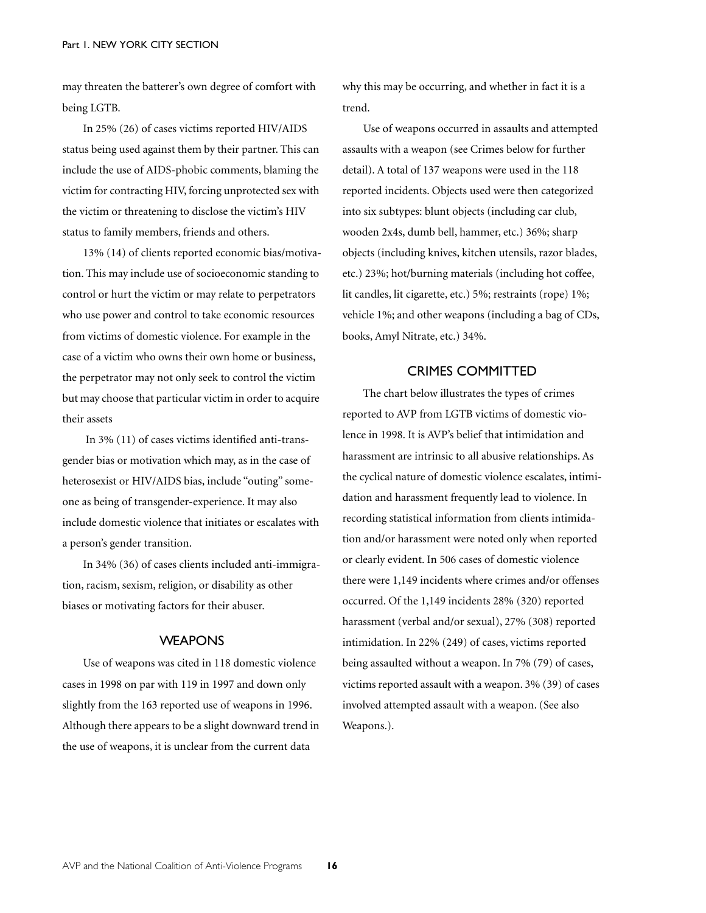may threaten the batterer's own degree of comfort with being LGTB.

In 25% (26) of cases victims reported HIV/AIDS status being used against them by their partner. This can include the use of AIDS-phobic comments, blaming the victim for contracting HIV, forcing unprotected sex with the victim or threatening to disclose the victim's HIV status to family members, friends and others.

13% (14) of clients reported economic bias/motivation. This may include use of socioeconomic standing to control or hurt the victim or may relate to perpetrators who use power and control to take economic resources from victims of domestic violence. For example in the case of a victim who owns their own home or business, the perpetrator may not only seek to control the victim but may choose that particular victim in order to acquire their assets

In 3% (11) of cases victims identified anti-transgender bias or motivation which may, as in the case of heterosexist or HIV/AIDS bias, include "outing" someone as being of transgender-experience. It may also include domestic violence that initiates or escalates with a person's gender transition.

In 34% (36) of cases clients included anti-immigration, racism, sexism, religion, or disability as other biases or motivating factors for their abuser.

## WEAPONS

Use of weapons was cited in 118 domestic violence cases in 1998 on par with 119 in 1997 and down only slightly from the 163 reported use of weapons in 1996. Although there appears to be a slight downward trend in the use of weapons, it is unclear from the current data why this may be occurring, and whether in fact it is a trend.

Use of weapons occurred in assaults and attempted assaults with a weapon (see Crimes below for further detail). A total of 137 weapons were used in the 118 reported incidents. Objects used were then categorized into six subtypes: blunt objects (including car club, wooden 2x4s, dumb bell, hammer, etc.) 36%; sharp objects (including knives, kitchen utensils, razor blades, etc.) 23%; hot/burning materials (including hot coffee, lit candles, lit cigarette, etc.) 5%; restraints (rope) 1%; vehicle 1%; and other weapons (including a bag of CDs, books, Amyl Nitrate, etc.) 34%.

## CRIMES COMMITTED

The chart below illustrates the types of crimes reported to AVP from LGTB victims of domestic violence in 1998. It is AVP's belief that intimidation and harassment are intrinsic to all abusive relationships. As the cyclical nature of domestic violence escalates, intimidation and harassment frequently lead to violence. In recording statistical information from clients intimidation and/or harassment were noted only when reported or clearly evident. In 506 cases of domestic violence there were 1,149 incidents where crimes and/or offenses occurred. Of the 1,149 incidents 28% (320) reported harassment (verbal and/or sexual), 27% (308) reported intimidation. In 22% (249) of cases, victims reported being assaulted without a weapon. In 7% (79) of cases, victims reported assault with a weapon. 3% (39) of cases involved attempted assault with a weapon. (See also Weapons.).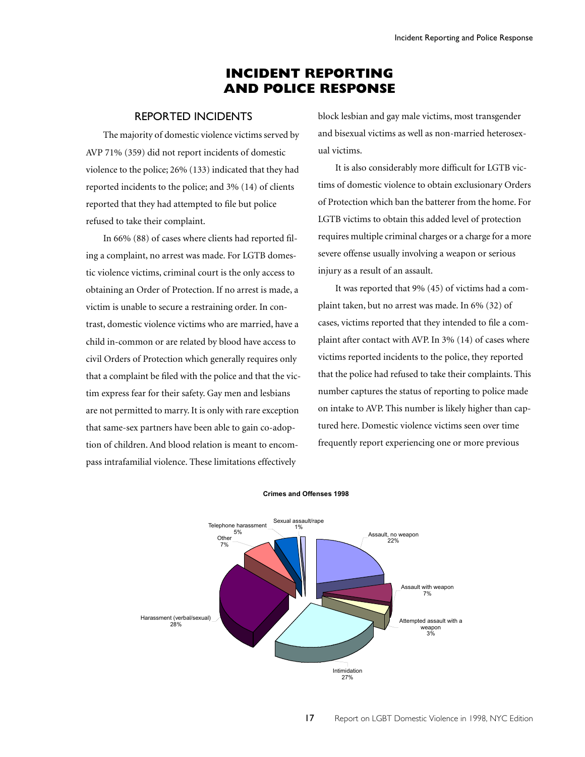# INCIDENT REPORTING AND POLICE RESPONSE

## REPORTED INCIDENTS

The majority of domestic violence victims served by AVP 71% (359) did not report incidents of domestic violence to the police; 26% (133) indicated that they had reported incidents to the police; and 3% (14) of clients reported that they had attempted to file but police refused to take their complaint.

In 66% (88) of cases where clients had reported filing a complaint, no arrest was made. For LGTB domestic violence victims, criminal court is the only access to obtaining an Order of Protection. If no arrest is made, a victim is unable to secure a restraining order. In contrast, domestic violence victims who are married, have a child in-common or are related by blood have access to civil Orders of Protection which generally requires only that a complaint be filed with the police and that the victim express fear for their safety. Gay men and lesbians are not permitted to marry. It is only with rare exception that same-sex partners have been able to gain co-adoption of children. And blood relation is meant to encompass intrafamilial violence. These limitations effectively block lesbian and gay male victims, most transgender and bisexual victims as well as non-married heterosexual victims.

It is also considerably more difficult for LGTB victims of domestic violence to obtain exclusionary Orders of Protection which ban the batterer from the home. For LGTB victims to obtain this added level of protection requires multiple criminal charges or a charge for a more severe offense usually involving a weapon or serious injury as a result of an assault.

It was reported that 9% (45) of victims had a complaint taken, but no arrest was made. In 6% (32) of cases, victims reported that they intended to file a complaint after contact with AVP. In 3% (14) of cases where victims reported incidents to the police, they reported that the police had refused to take their complaints. This number captures the status of reporting to police made on intake to AVP. This number is likely higher than captured here. Domestic violence victims seen over time frequently report experiencing one or more previous

**Crimes and Offenses 1998**

| Category | Percent |
|---|---|
| Assault, no weapon | 22% |
| Assault with weapon | 7% |
| Attempted assault with a weapon | 3% |
| Intimidation | 27% |
| Harassment (verbal/sexual) | 28% |
| Other | 7% |
| Telephone harassment | 5% |
| Sexual assault/rape | 1% |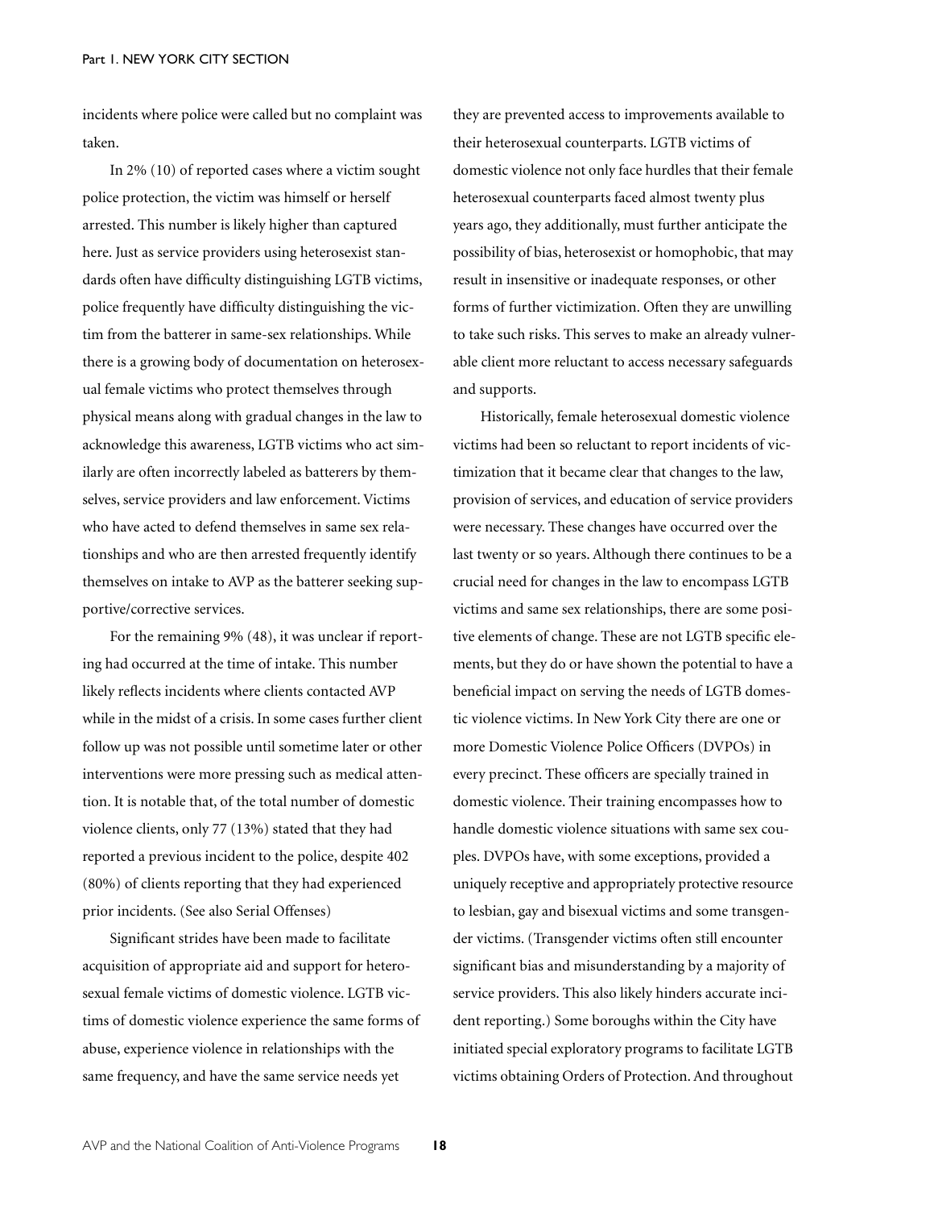incidents where police were called but no complaint was taken.

In 2% (10) of reported cases where a victim sought police protection, the victim was himself or herself arrested. This number is likely higher than captured here. Just as service providers using heterosexist standards often have difficulty distinguishing LGTB victims, police frequently have difficulty distinguishing the victim from the batterer in same-sex relationships. While there is a growing body of documentation on heterosexual female victims who protect themselves through physical means along with gradual changes in the law to acknowledge this awareness, LGTB victims who act similarly are often incorrectly labeled as batterers by themselves, service providers and law enforcement. Victims who have acted to defend themselves in same sex relationships and who are then arrested frequently identify themselves on intake to AVP as the batterer seeking supportive/corrective services.

For the remaining 9% (48), it was unclear if reporting had occurred at the time of intake. This number likely reflects incidents where clients contacted AVP while in the midst of a crisis. In some cases further client follow up was not possible until sometime later or other interventions were more pressing such as medical attention. It is notable that, of the total number of domestic violence clients, only 77 (13%) stated that they had reported a previous incident to the police, despite 402 (80%) of clients reporting that they had experienced prior incidents. (See also Serial Offenses)

Significant strides have been made to facilitate acquisition of appropriate aid and support for heterosexual female victims of domestic violence. LGTB victims of domestic violence experience the same forms of abuse, experience violence in relationships with the same frequency, and have the same service needs yet they are prevented access to improvements available to their heterosexual counterparts. LGTB victims of domestic violence not only face hurdles that their female heterosexual counterparts faced almost twenty plus years ago, they additionally, must further anticipate the possibility of bias, heterosexist or homophobic, that may result in insensitive or inadequate responses, or other forms of further victimization. Often they are unwilling to take such risks. This serves to make an already vulnerable client more reluctant to access necessary safeguards and supports.

Historically, female heterosexual domestic violence victims had been so reluctant to report incidents of victimization that it became clear that changes to the law, provision of services, and education of service providers were necessary. These changes have occurred over the last twenty or so years. Although there continues to be a crucial need for changes in the law to encompass LGTB victims and same sex relationships, there are some positive elements of change. These are not LGTB specific elements, but they do or have shown the potential to have a beneficial impact on serving the needs of LGTB domestic violence victims. In New York City there are one or more Domestic Violence Police Officers (DVPOs) in every precinct. These officers are specially trained in domestic violence. Their training encompasses how to handle domestic violence situations with same sex couples. DVPOs have, with some exceptions, provided a uniquely receptive and appropriately protective resource to lesbian, gay and bisexual victims and some transgender victims. (Transgender victims often still encounter significant bias and misunderstanding by a majority of service providers. This also likely hinders accurate incident reporting.) Some boroughs within the City have initiated special exploratory programs to facilitate LGTB victims obtaining Orders of Protection. And throughout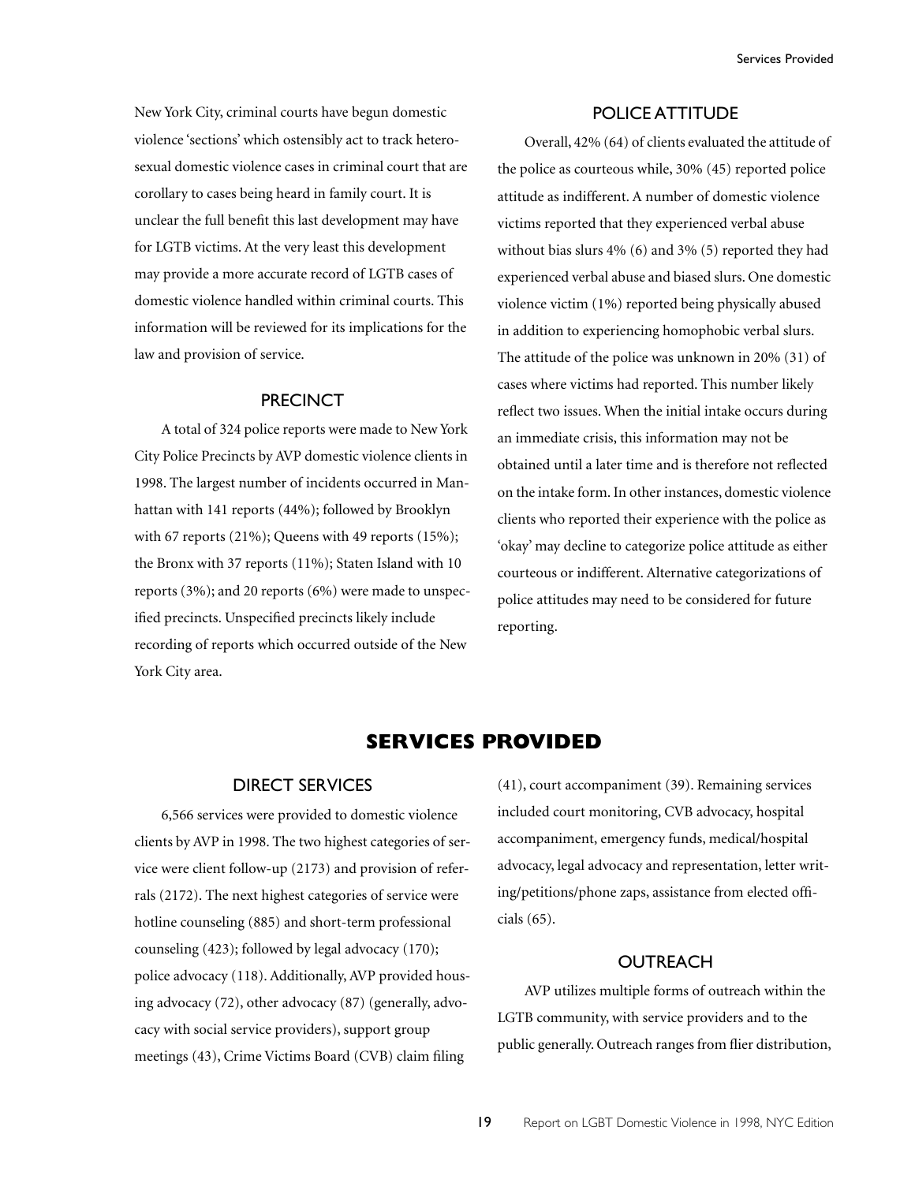New York City, criminal courts have begun domestic violence 'sections' which ostensibly act to track heterosexual domestic violence cases in criminal court that are corollary to cases being heard in family court. It is unclear the full benefit this last development may have for LGTB victims. At the very least this development may provide a more accurate record of LGTB cases of domestic violence handled within criminal courts. This information will be reviewed for its implications for the law and provision of service.

### PRECINCT

A total of 324 police reports were made to New York City Police Precincts by AVP domestic violence clients in 1998. The largest number of incidents occurred in Manhattan with 141 reports (44%); followed by Brooklyn with 67 reports (21%); Queens with 49 reports (15%); the Bronx with 37 reports (11%); Staten Island with 10 reports (3%); and 20 reports (6%) were made to unspecified precincts. Unspecified precincts likely include recording of reports which occurred outside of the New York City area.

### POLICE ATTITUDE

Overall, 42% (64) of clients evaluated the attitude of the police as courteous while, 30% (45) reported police attitude as indifferent. A number of domestic violence victims reported that they experienced verbal abuse without bias slurs 4% (6) and 3% (5) reported they had experienced verbal abuse and biased slurs. One domestic violence victim (1%) reported being physically abused in addition to experiencing homophobic verbal slurs. The attitude of the police was unknown in 20% (31) of cases where victims had reported. This number likely reflect two issues. When the initial intake occurs during an immediate crisis, this information may not be obtained until a later time and is therefore not reflected on the intake form. In other instances, domestic violence clients who reported their experience with the police as 'okay' may decline to categorize police attitude as either courteous or indifferent. Alternative categorizations of police attitudes may need to be considered for future reporting.

## SERVICES PROVIDED

### DIRECT SERVICES

6,566 services were provided to domestic violence clients by AVP in 1998. The two highest categories of service were client follow-up (2173) and provision of referrals (2172). The next highest categories of service were hotline counseling (885) and short-term professional counseling (423); followed by legal advocacy (170); police advocacy (118). Additionally, AVP provided housing advocacy (72), other advocacy (87) (generally, advocacy with social service providers), support group meetings (43), Crime Victims Board (CVB) claim filing (41), court accompaniment (39). Remaining services included court monitoring, CVB advocacy, hospital accompaniment, emergency funds, medical/hospital advocacy, legal advocacy and representation, letter writing/petitions/phone zaps, assistance from elected officials (65).

### OUTREACH

AVP utilizes multiple forms of outreach within the LGTB community, with service providers and to the public generally. Outreach ranges from flier distribution,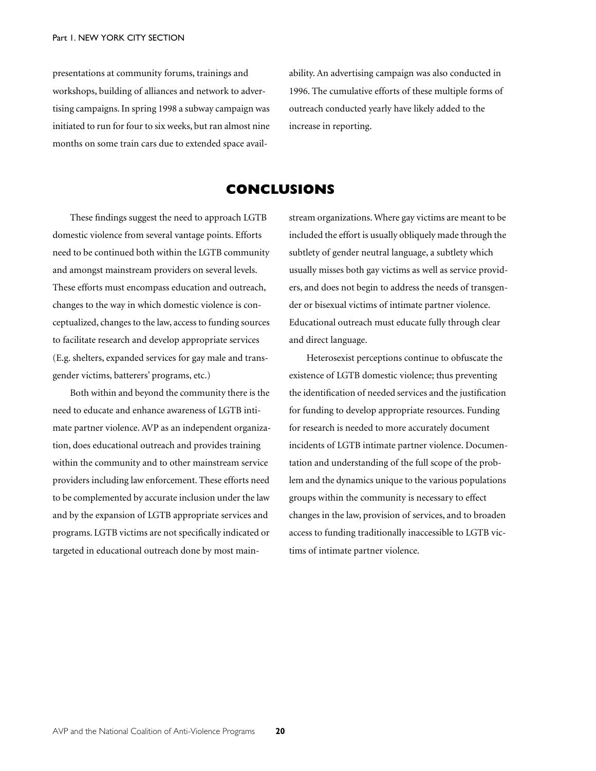presentations at community forums, trainings and workshops, building of alliances and network to advertising campaigns. In spring 1998 a subway campaign was initiated to run for four to six weeks, but ran almost nine months on some train cars due to extended space availability. An advertising campaign was also conducted in 1996. The cumulative efforts of these multiple forms of outreach conducted yearly have likely added to the increase in reporting.

## CONCLUSIONS

These findings suggest the need to approach LGTB domestic violence from several vantage points. Efforts need to be continued both within the LGTB community and amongst mainstream providers on several levels. These efforts must encompass education and outreach, changes to the way in which domestic violence is conceptualized, changes to the law, access to funding sources to facilitate research and develop appropriate services (E.g. shelters, expanded services for gay male and transgender victims, batterers' programs, etc.)

Both within and beyond the community there is the need to educate and enhance awareness of LGTB intimate partner violence. AVP as an independent organization, does educational outreach and provides training within the community and to other mainstream service providers including law enforcement. These efforts need to be complemented by accurate inclusion under the law and by the expansion of LGTB appropriate services and programs. LGTB victims are not specifically indicated or targeted in educational outreach done by most mainstream organizations. Where gay victims are meant to be included the effort is usually obliquely made through the subtlety of gender neutral language, a subtlety which usually misses both gay victims as well as service providers, and does not begin to address the needs of transgender or bisexual victims of intimate partner violence. Educational outreach must educate fully through clear and direct language.

Heterosexist perceptions continue to obfuscate the existence of LGTB domestic violence; thus preventing the identification of needed services and the justification for funding to develop appropriate resources. Funding for research is needed to more accurately document incidents of LGTB intimate partner violence. Documentation and understanding of the full scope of the problem and the dynamics unique to the various populations groups within the community is necessary to effect changes in the law, provision of services, and to broaden access to funding traditionally inaccessible to LGTB victims of intimate partner violence.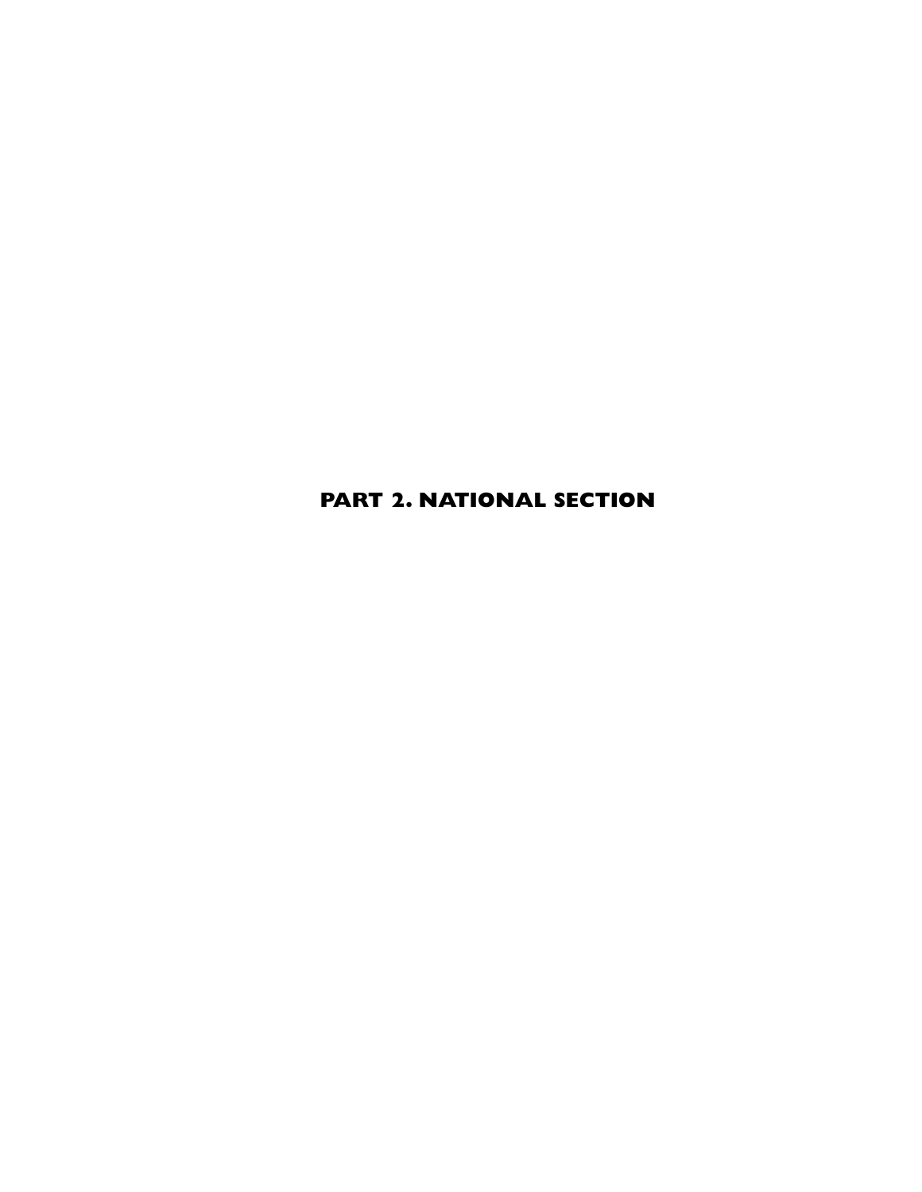# PART 2. NATIONAL SECTION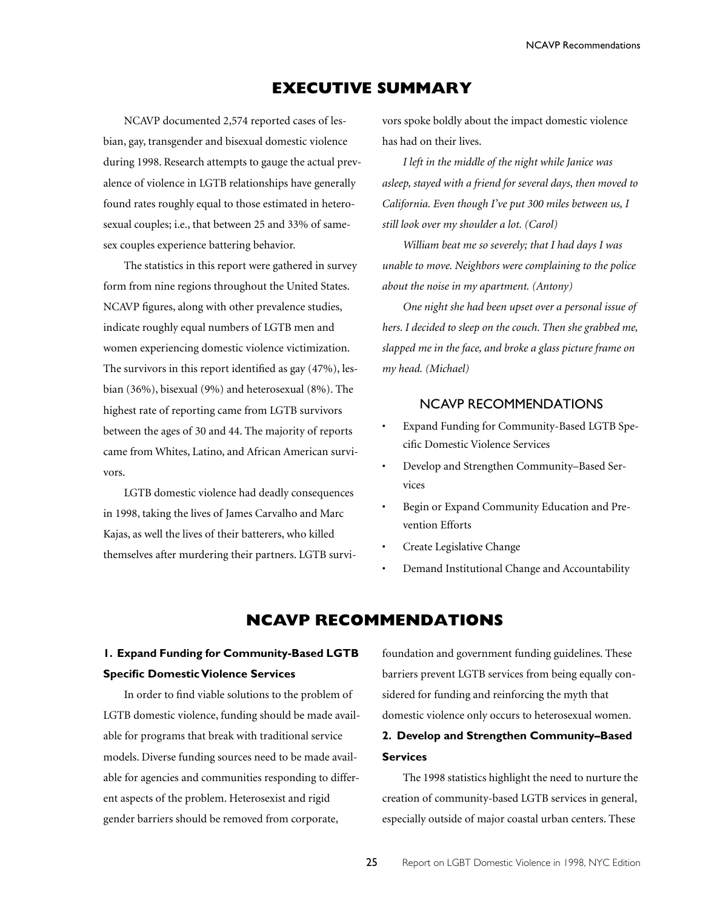# EXECUTIVE SUMMARY

NCAVP documented 2,574 reported cases of lesbian, gay, transgender and bisexual domestic violence during 1998. Research attempts to gauge the actual prevalence of violence in LGTB relationships have generally found rates roughly equal to those estimated in heterosexual couples; i.e., that between 25 and 33% of same-sex couples experience battering behavior.

The statistics in this report were gathered in survey form from nine regions throughout the United States. NCAVP figures, along with other prevalence studies, indicate roughly equal numbers of LGTB men and women experiencing domestic violence victimization. The survivors in this report identified as gay (47%), lesbian (36%), bisexual (9%) and heterosexual (8%). The highest rate of reporting came from LGTB survivors between the ages of 30 and 44. The majority of reports came from Whites, Latino, and African American survivors.

LGTB domestic violence had deadly consequences in 1998, taking the lives of James Carvalho and Marc Kajas, as well the lives of their batterers, who killed themselves after murdering their partners. LGTB survivors spoke boldly about the impact domestic violence has had on their lives.

*I left in the middle of the night while Janice was asleep, stayed with a friend for several days, then moved to California. Even though I've put 300 miles between us, I still look over my shoulder a lot. (Carol)*

*William beat me so severely; that I had days I was unable to move. Neighbors were complaining to the police about the noise in my apartment. (Antony)*

*One night she had been upset over a personal issue of hers. I decided to sleep on the couch. Then she grabbed me, slapped me in the face, and broke a glass picture frame on my head. (Michael)*

## NCAVP RECOMMENDATIONS

- Expand Funding for Community-Based LGTB Specific Domestic Violence Services
- Develop and Strengthen Community–Based Services
- Begin or Expand Community Education and Prevention Efforts
- Create Legislative Change
- Demand Institutional Change and Accountability

# NCAVP RECOMMENDATIONS

### 1. Expand Funding for Community-Based LGTB Specific Domestic Violence Services

In order to find viable solutions to the problem of LGTB domestic violence, funding should be made available for programs that break with traditional service models. Diverse funding sources need to be made available for agencies and communities responding to different aspects of the problem. Heterosexist and rigid gender barriers should be removed from corporate, foundation and government funding guidelines. These barriers prevent LGTB services from being equally considered for funding and reinforcing the myth that domestic violence only occurs to heterosexual women.

### 2. Develop and Strengthen Community–Based Services

The 1998 statistics highlight the need to nurture the creation of community-based LGTB services in general, especially outside of major coastal urban centers. These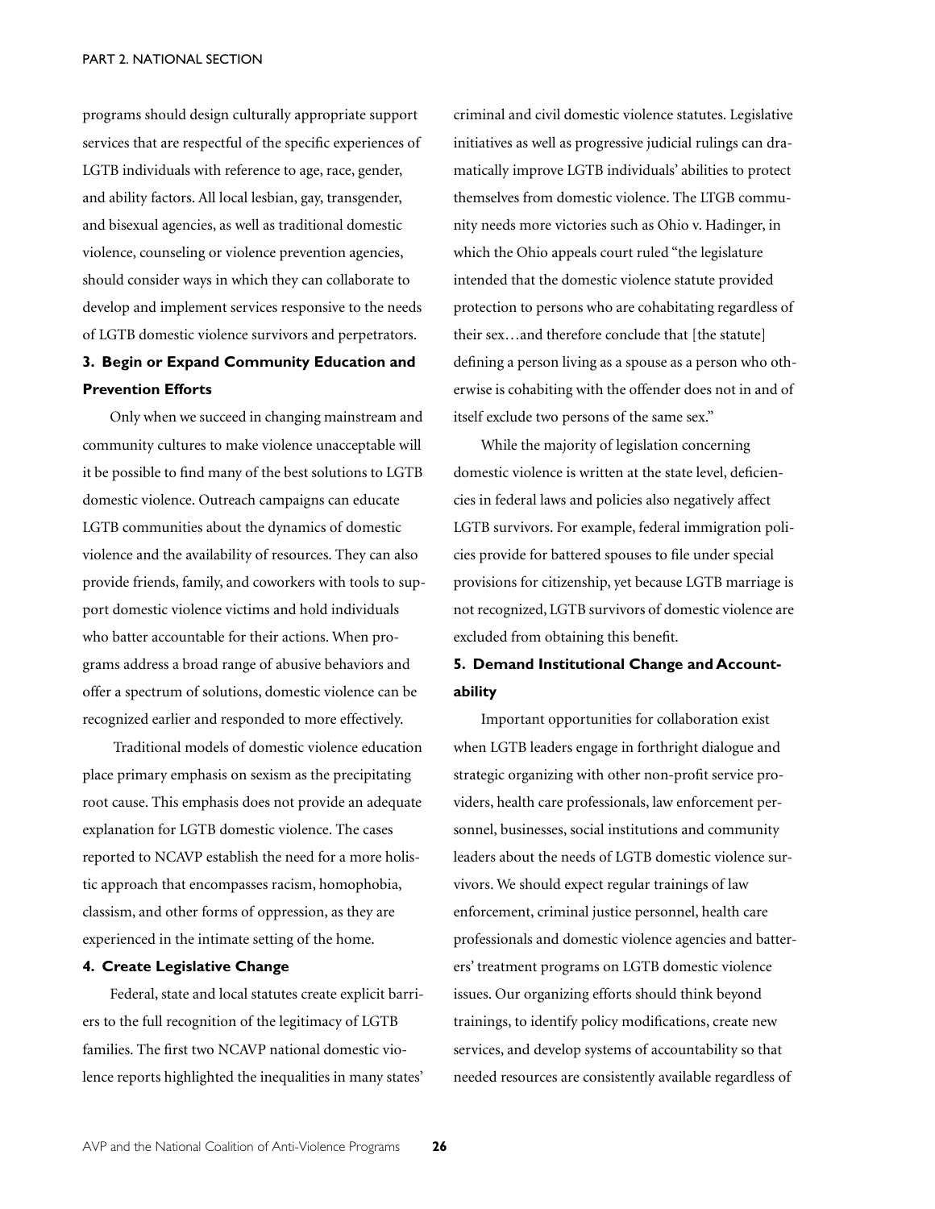programs should design culturally appropriate support services that are respectful of the specific experiences of LGTB individuals with reference to age, race, gender, and ability factors. All local lesbian, gay, transgender, and bisexual agencies, as well as traditional domestic violence, counseling or violence prevention agencies, should consider ways in which they can collaborate to develop and implement services responsive to the needs of LGTB domestic violence survivors and perpetrators.

**3. Begin or Expand Community Education and Prevention Efforts**

Only when we succeed in changing mainstream and community cultures to make violence unacceptable will it be possible to find many of the best solutions to LGTB domestic violence. Outreach campaigns can educate LGTB communities about the dynamics of domestic violence and the availability of resources. They can also provide friends, family, and coworkers with tools to support domestic violence victims and hold individuals who batter accountable for their actions. When programs address a broad range of abusive behaviors and offer a spectrum of solutions, domestic violence can be recognized earlier and responded to more effectively.

Traditional models of domestic violence education place primary emphasis on sexism as the precipitating root cause. This emphasis does not provide an adequate explanation for LGTB domestic violence. The cases reported to NCAVP establish the need for a more holistic approach that encompasses racism, homophobia, classism, and other forms of oppression, as they are experienced in the intimate setting of the home.

**4. Create Legislative Change**

Federal, state and local statutes create explicit barriers to the full recognition of the legitimacy of LGTB families. The first two NCAVP national domestic violence reports highlighted the inequalities in many states' criminal and civil domestic violence statutes. Legislative initiatives as well as progressive judicial rulings can dramatically improve LGTB individuals' abilities to protect themselves from domestic violence. The LTGB community needs more victories such as Ohio v. Hadinger, in which the Ohio appeals court ruled "the legislature intended that the domestic violence statute provided protection to persons who are cohabitating regardless of their sex…and therefore conclude that [the statute] defining a person living as a spouse as a person who otherwise is cohabiting with the offender does not in and of itself exclude two persons of the same sex."

While the majority of legislation concerning domestic violence is written at the state level, deficiencies in federal laws and policies also negatively affect LGTB survivors. For example, federal immigration policies provide for battered spouses to file under special provisions for citizenship, yet because LGTB marriage is not recognized, LGTB survivors of domestic violence are excluded from obtaining this benefit.

**5. Demand Institutional Change and Accountability**

Important opportunities for collaboration exist when LGTB leaders engage in forthright dialogue and strategic organizing with other non-profit service providers, health care professionals, law enforcement personnel, businesses, social institutions and community leaders about the needs of LGTB domestic violence survivors. We should expect regular trainings of law enforcement, criminal justice personnel, health care professionals and domestic violence agencies and batterers' treatment programs on LGTB domestic violence issues. Our organizing efforts should think beyond trainings, to identify policy modifications, create new services, and develop systems of accountability so that needed resources are consistently available regardless of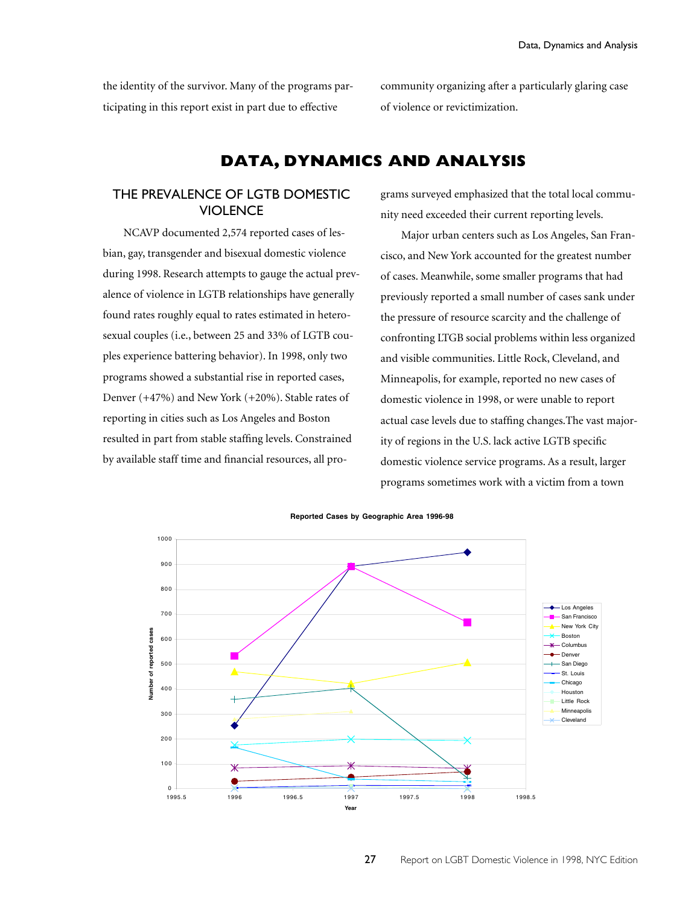the identity of the survivor. Many of the programs participating in this report exist in part due to effective community organizing after a particularly glaring case of violence or revictimization.

# DATA, DYNAMICS AND ANALYSIS

## THE PREVALENCE OF LGTB DOMESTIC VIOLENCE

NCAVP documented 2,574 reported cases of lesbian, gay, transgender and bisexual domestic violence during 1998. Research attempts to gauge the actual prevalence of violence in LGTB relationships have generally found rates roughly equal to rates estimated in heterosexual couples (i.e., between 25 and 33% of LGTB couples experience battering behavior). In 1998, only two programs showed a substantial rise in reported cases, Denver (+47%) and New York (+20%). Stable rates of reporting in cities such as Los Angeles and Boston resulted in part from stable staffing levels. Constrained by available staff time and financial resources, all programs surveyed emphasized that the total local community need exceeded their current reporting levels.

Major urban centers such as Los Angeles, San Francisco, and New York accounted for the greatest number of cases. Meanwhile, some smaller programs that had previously reported a small number of cases sank under the pressure of resource scarcity and the challenge of confronting LTGB social problems within less organized and visible communities. Little Rock, Cleveland, and Minneapolis, for example, reported no new cases of domestic violence in 1998, or were unable to report actual case levels due to staffing changes.The vast majority of regions in the U.S. lack active LGTB specific domestic violence service programs. As a result, larger programs sometimes work with a victim from a town

**Reported Cases by Geographic Area 1996-98**

Number of reported cases (y-axis, 0–1000) by Year (x-axis, 1996–1998). Legend: Los Angeles, San Francisco, New York City, Boston, Columbus, Denver, San Diego, St. Louis, Chicago, Houston, Little Rock, Minneapolis, Cleveland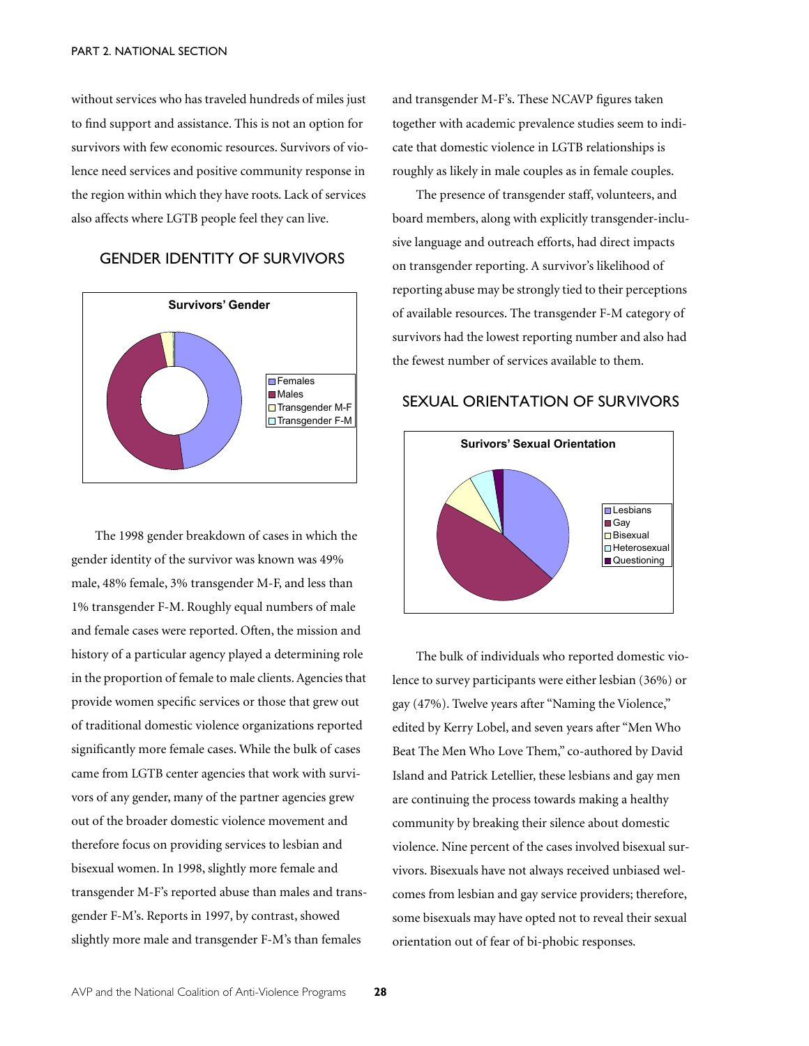without services who has traveled hundreds of miles just to find support and assistance. This is not an option for survivors with few economic resources. Survivors of violence need services and positive community response in the region within which they have roots. Lack of services also affects where LGTB people feel they can live.

## GENDER IDENTITY OF SURVIVORS

**Survivors' Gender**

- Females
- Males
- Transgender M-F
- Transgender F-M

The 1998 gender breakdown of cases in which the gender identity of the survivor was known was 49% male, 48% female, 3% transgender M-F, and less than 1% transgender F-M. Roughly equal numbers of male and female cases were reported. Often, the mission and history of a particular agency played a determining role in the proportion of female to male clients. Agencies that provide women specific services or those that grew out of traditional domestic violence organizations reported significantly more female cases. While the bulk of cases came from LGTB center agencies that work with survivors of any gender, many of the partner agencies grew out of the broader domestic violence movement and therefore focus on providing services to lesbian and bisexual women. In 1998, slightly more female and transgender M-F's reported abuse than males and transgender F-M's. Reports in 1997, by contrast, showed slightly more male and transgender F-M's than females and transgender M-F's. These NCAVP figures taken together with academic prevalence studies seem to indicate that domestic violence in LGTB relationships is roughly as likely in male couples as in female couples.

The presence of transgender staff, volunteers, and board members, along with explicitly transgender-inclusive language and outreach efforts, had direct impacts on transgender reporting. A survivor's likelihood of reporting abuse may be strongly tied to their perceptions of available resources. The transgender F-M category of survivors had the lowest reporting number and also had the fewest number of services available to them.

## SEXUAL ORIENTATION OF SURVIVORS

**Surivors' Sexual Orientation**

- Lesbians
- Gay
- Bisexual
- Heterosexual
- Questioning

The bulk of individuals who reported domestic violence to survey participants were either lesbian (36%) or gay (47%). Twelve years after "Naming the Violence," edited by Kerry Lobel, and seven years after "Men Who Beat The Men Who Love Them," co-authored by David Island and Patrick Letellier, these lesbians and gay men are continuing the process towards making a healthy community by breaking their silence about domestic violence. Nine percent of the cases involved bisexual survivors. Bisexuals have not always received unbiased welcomes from lesbian and gay service providers; therefore, some bisexuals may have opted not to reveal their sexual orientation out of fear of bi-phobic responses.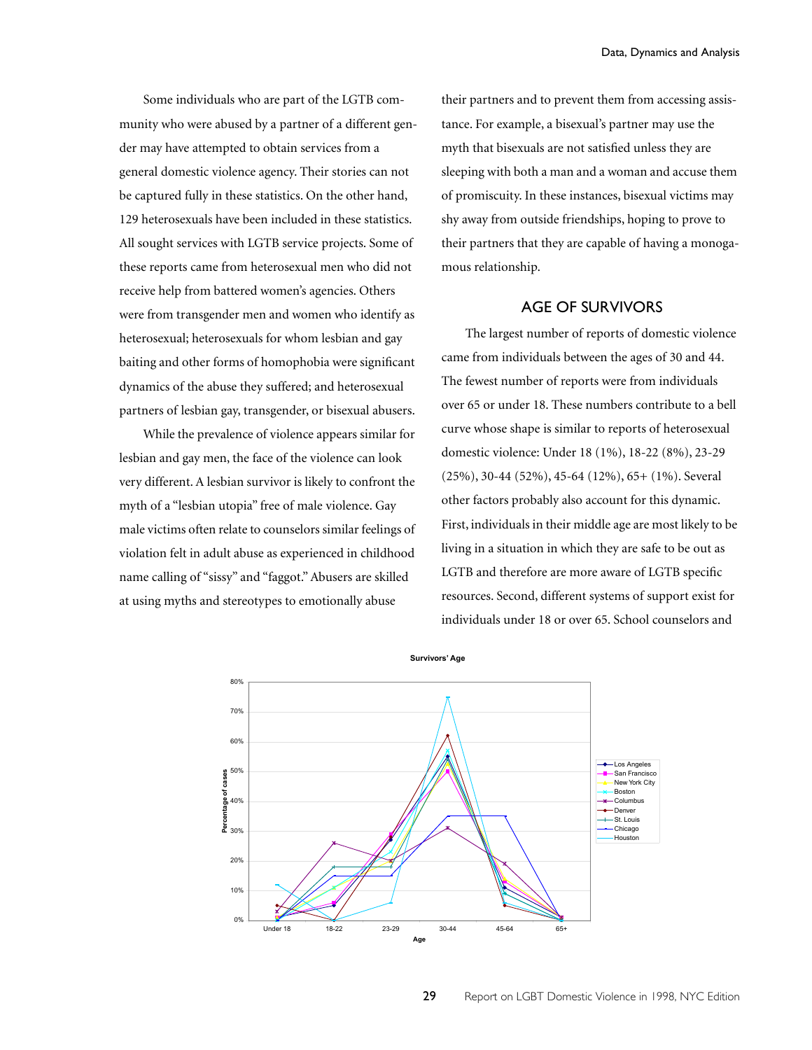Some individuals who are part of the LGTB community who were abused by a partner of a different gender may have attempted to obtain services from a general domestic violence agency. Their stories can not be captured fully in these statistics. On the other hand, 129 heterosexuals have been included in these statistics. All sought services with LGTB service projects. Some of these reports came from heterosexual men who did not receive help from battered women's agencies. Others were from transgender men and women who identify as heterosexual; heterosexuals for whom lesbian and gay baiting and other forms of homophobia were significant dynamics of the abuse they suffered; and heterosexual partners of lesbian gay, transgender, or bisexual abusers.

While the prevalence of violence appears similar for lesbian and gay men, the face of the violence can look very different. A lesbian survivor is likely to confront the myth of a "lesbian utopia" free of male violence. Gay male victims often relate to counselors similar feelings of violation felt in adult abuse as experienced in childhood name calling of "sissy" and "faggot." Abusers are skilled at using myths and stereotypes to emotionally abuse their partners and to prevent them from accessing assistance. For example, a bisexual's partner may use the myth that bisexuals are not satisfied unless they are sleeping with both a man and a woman and accuse them of promiscuity. In these instances, bisexual victims may shy away from outside friendships, hoping to prove to their partners that they are capable of having a monogamous relationship.

## AGE OF SURVIVORS

The largest number of reports of domestic violence came from individuals between the ages of 30 and 44. The fewest number of reports were from individuals over 65 or under 18. These numbers contribute to a bell curve whose shape is similar to reports of heterosexual domestic violence: Under 18 (1%), 18-22 (8%), 23-29 (25%), 30-44 (52%), 45-64 (12%), 65+ (1%). Several other factors probably also account for this dynamic. First, individuals in their middle age are most likely to be living in a situation in which they are safe to be out as LGTB and therefore are more aware of LGTB specific resources. Second, different systems of support exist for individuals under 18 or over 65. School counselors and

**Survivors' Age**

(Line chart: Percentage of cases by Age — Under 18, 18-22, 23-29, 30-44, 45-64, 65+ — for Los Angeles, San Francisco, New York City, Boston, Columbus, Denver, St. Louis, Chicago, Houston)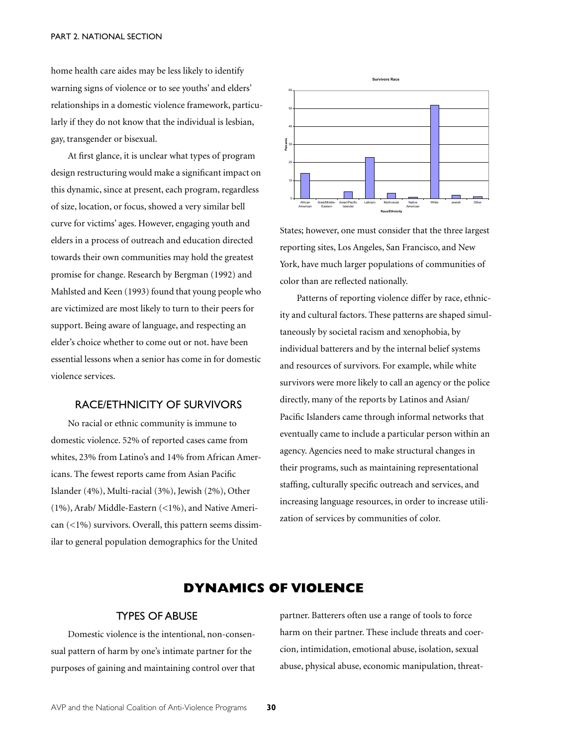home health care aides may be less likely to identify warning signs of violence or to see youths' and elders' relationships in a domestic violence framework, particularly if they do not know that the individual is lesbian, gay, transgender or bisexual.

At first glance, it is unclear what types of program design restructuring would make a significant impact on this dynamic, since at present, each program, regardless of size, location, or focus, showed a very similar bell curve for victims' ages. However, engaging youth and elders in a process of outreach and education directed towards their own communities may hold the greatest promise for change. Research by Bergman (1992) and Mahlsted and Keen (1993) found that young people who are victimized are most likely to turn to their peers for support. Being aware of language, and respecting an elder's choice whether to come out or not. have been essential lessons when a senior has come in for domestic violence services.

### RACE/ETHNICITY OF SURVIVORS

No racial or ethnic community is immune to domestic violence. 52% of reported cases came from whites, 23% from Latino's and 14% from African Americans. The fewest reports came from Asian Pacific Islander (4%), Multi-racial (3%), Jewish (2%), Other (1%), Arab/ Middle-Eastern (<1%), and Native American (<1%) survivors. Overall, this pattern seems dissimilar to general population demographics for the United States; however, one must consider that the three largest reporting sites, Los Angeles, San Francisco, and New York, have much larger populations of communities of color than are reflected nationally.

Patterns of reporting violence differ by race, ethnicity and cultural factors. These patterns are shaped simultaneously by societal racism and xenophobia, by individual batterers and by the internal belief systems and resources of survivors. For example, while white survivors were more likely to call an agency or the police directly, many of the reports by Latinos and Asian/ Pacific Islanders came through informal networks that eventually came to include a particular person within an agency. Agencies need to make structural changes in their programs, such as maintaining representational staffing, culturally specific outreach and services, and increasing language resources, in order to increase utilization of services by communities of color.

## DYNAMICS OF VIOLENCE

### TYPES OF ABUSE

Domestic violence is the intentional, non-consensual pattern of harm by one's intimate partner for the purposes of gaining and maintaining control over that partner. Batterers often use a range of tools to force harm on their partner. These include threats and coercion, intimidation, emotional abuse, isolation, sexual abuse, physical abuse, economic manipulation, threat-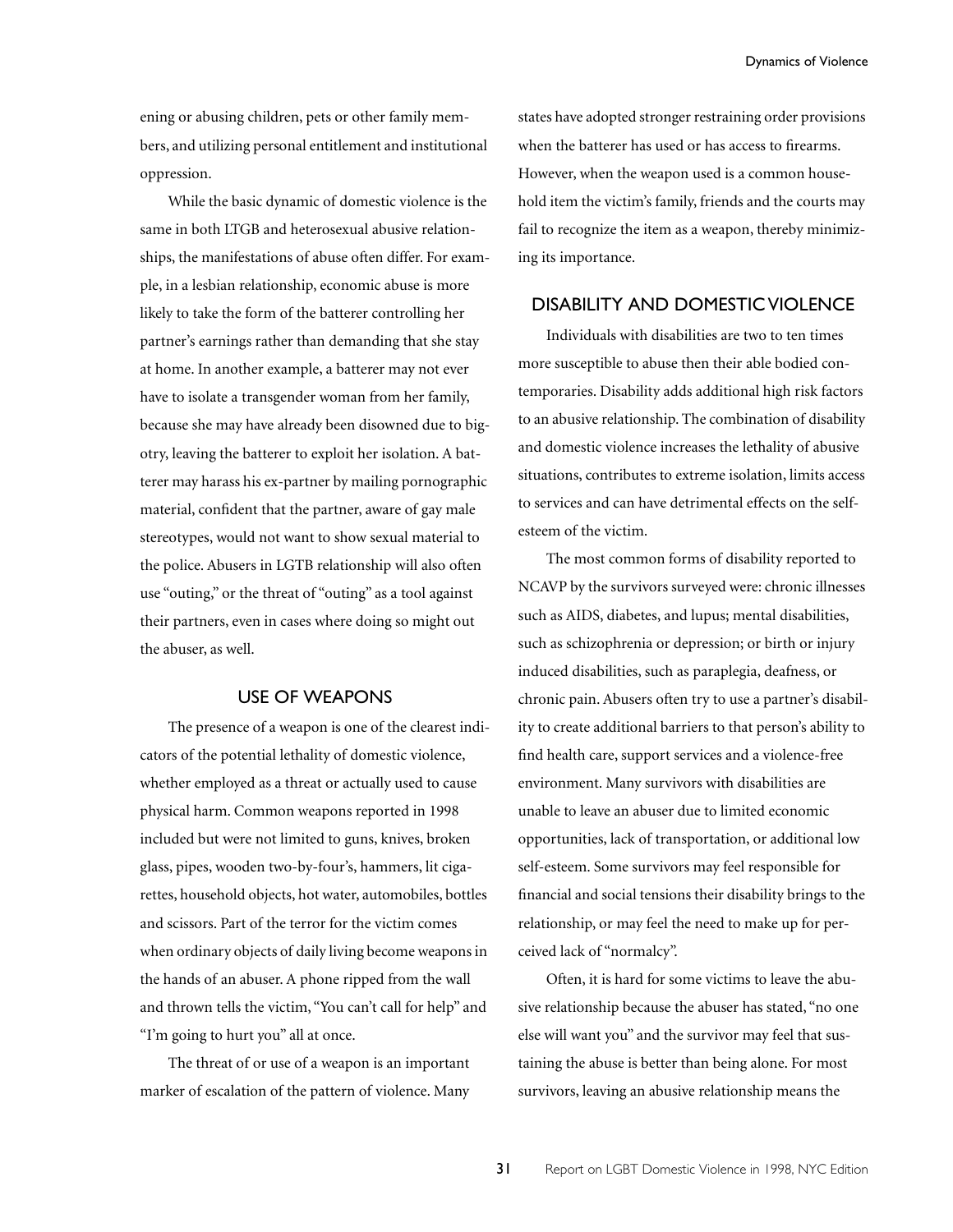ening or abusing children, pets or other family members, and utilizing personal entitlement and institutional oppression.

While the basic dynamic of domestic violence is the same in both LTGB and heterosexual abusive relationships, the manifestations of abuse often differ. For example, in a lesbian relationship, economic abuse is more likely to take the form of the batterer controlling her partner's earnings rather than demanding that she stay at home. In another example, a batterer may not ever have to isolate a transgender woman from her family, because she may have already been disowned due to bigotry, leaving the batterer to exploit her isolation. A batterer may harass his ex-partner by mailing pornographic material, confident that the partner, aware of gay male stereotypes, would not want to show sexual material to the police. Abusers in LGTB relationship will also often use "outing," or the threat of "outing" as a tool against their partners, even in cases where doing so might out the abuser, as well.

## USE OF WEAPONS

The presence of a weapon is one of the clearest indicators of the potential lethality of domestic violence, whether employed as a threat or actually used to cause physical harm. Common weapons reported in 1998 included but were not limited to guns, knives, broken glass, pipes, wooden two-by-four's, hammers, lit cigarettes, household objects, hot water, automobiles, bottles and scissors. Part of the terror for the victim comes when ordinary objects of daily living become weapons in the hands of an abuser. A phone ripped from the wall and thrown tells the victim, "You can't call for help" and "I'm going to hurt you" all at once.

The threat of or use of a weapon is an important marker of escalation of the pattern of violence. Many states have adopted stronger restraining order provisions when the batterer has used or has access to firearms. However, when the weapon used is a common household item the victim's family, friends and the courts may fail to recognize the item as a weapon, thereby minimizing its importance.

## DISABILITY AND DOMESTIC VIOLENCE

Individuals with disabilities are two to ten times more susceptible to abuse then their able bodied contemporaries. Disability adds additional high risk factors to an abusive relationship. The combination of disability and domestic violence increases the lethality of abusive situations, contributes to extreme isolation, limits access to services and can have detrimental effects on the self-esteem of the victim.

The most common forms of disability reported to NCAVP by the survivors surveyed were: chronic illnesses such as AIDS, diabetes, and lupus; mental disabilities, such as schizophrenia or depression; or birth or injury induced disabilities, such as paraplegia, deafness, or chronic pain. Abusers often try to use a partner's disability to create additional barriers to that person's ability to find health care, support services and a violence-free environment. Many survivors with disabilities are unable to leave an abuser due to limited economic opportunities, lack of transportation, or additional low self-esteem. Some survivors may feel responsible for financial and social tensions their disability brings to the relationship, or may feel the need to make up for perceived lack of "normalcy".

Often, it is hard for some victims to leave the abusive relationship because the abuser has stated, "no one else will want you" and the survivor may feel that sustaining the abuse is better than being alone. For most survivors, leaving an abusive relationship means the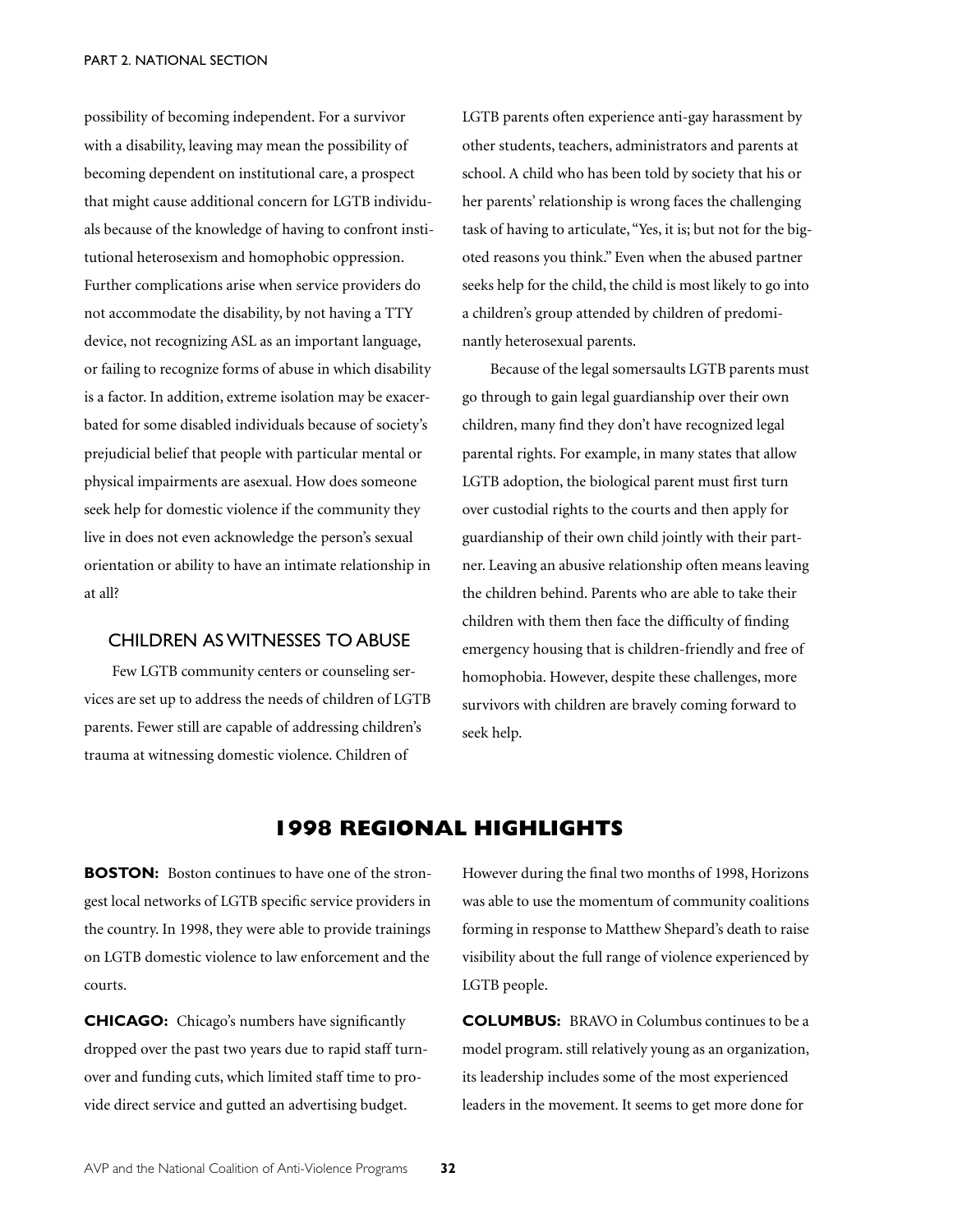possibility of becoming independent. For a survivor with a disability, leaving may mean the possibility of becoming dependent on institutional care, a prospect that might cause additional concern for LGTB individuals because of the knowledge of having to confront institutional heterosexism and homophobic oppression. Further complications arise when service providers do not accommodate the disability, by not having a TTY device, not recognizing ASL as an important language, or failing to recognize forms of abuse in which disability is a factor. In addition, extreme isolation may be exacerbated for some disabled individuals because of society's prejudicial belief that people with particular mental or physical impairments are asexual. How does someone seek help for domestic violence if the community they live in does not even acknowledge the person's sexual orientation or ability to have an intimate relationship in at all?

### CHILDREN AS WITNESSES TO ABUSE

Few LGTB community centers or counseling services are set up to address the needs of children of LGTB parents. Fewer still are capable of addressing children's trauma at witnessing domestic violence. Children of LGTB parents often experience anti-gay harassment by other students, teachers, administrators and parents at school. A child who has been told by society that his or her parents' relationship is wrong faces the challenging task of having to articulate, "Yes, it is; but not for the bigoted reasons you think." Even when the abused partner seeks help for the child, the child is most likely to go into a children's group attended by children of predominantly heterosexual parents.

Because of the legal somersaults LGTB parents must go through to gain legal guardianship over their own children, many find they don't have recognized legal parental rights. For example, in many states that allow LGTB adoption, the biological parent must first turn over custodial rights to the courts and then apply for guardianship of their own child jointly with their partner. Leaving an abusive relationship often means leaving the children behind. Parents who are able to take their children with them then face the difficulty of finding emergency housing that is children-friendly and free of homophobia. However, despite these challenges, more survivors with children are bravely coming forward to seek help.

## 1998 REGIONAL HIGHLIGHTS

**BOSTON:** Boston continues to have one of the strongest local networks of LGTB specific service providers in the country. In 1998, they were able to provide trainings on LGTB domestic violence to law enforcement and the courts.

**CHICAGO:** Chicago's numbers have significantly dropped over the past two years due to rapid staff turnover and funding cuts, which limited staff time to provide direct service and gutted an advertising budget. However during the final two months of 1998, Horizons was able to use the momentum of community coalitions forming in response to Matthew Shepard's death to raise visibility about the full range of violence experienced by LGTB people.

**COLUMBUS:** BRAVO in Columbus continues to be a model program. still relatively young as an organization, its leadership includes some of the most experienced leaders in the movement. It seems to get more done for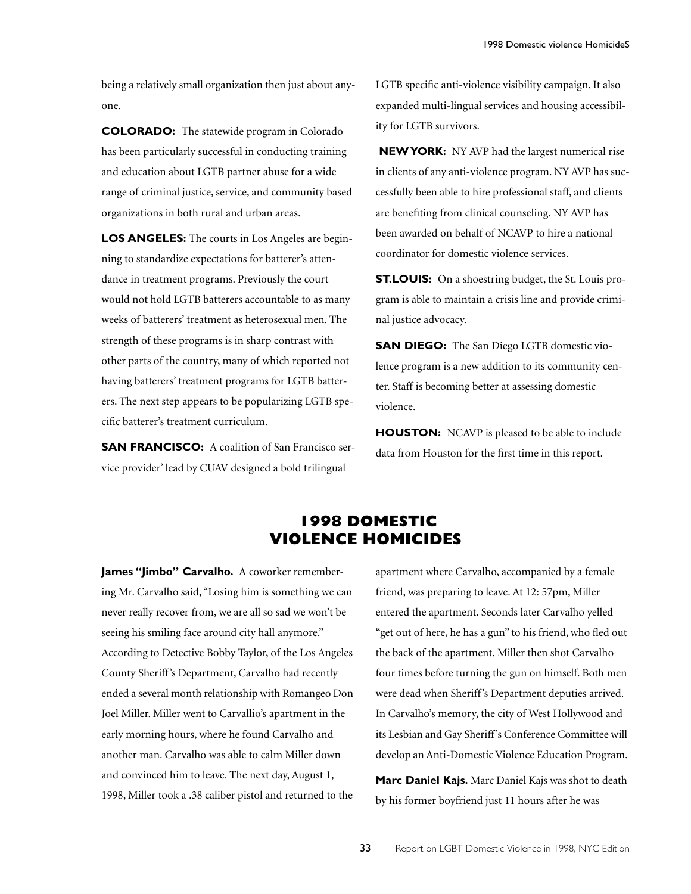being a relatively small organization then just about anyone.

**COLORADO:** The statewide program in Colorado has been particularly successful in conducting training and education about LGTB partner abuse for a wide range of criminal justice, service, and community based organizations in both rural and urban areas.

**LOS ANGELES:** The courts in Los Angeles are beginning to standardize expectations for batterer's attendance in treatment programs. Previously the court would not hold LGTB batterers accountable to as many weeks of batterers' treatment as heterosexual men. The strength of these programs is in sharp contrast with other parts of the country, many of which reported not having batterers' treatment programs for LGTB batterers. The next step appears to be popularizing LGTB specific batterer's treatment curriculum.

**SAN FRANCISCO:** A coalition of San Francisco service provider' lead by CUAV designed a bold trilingual LGTB specific anti-violence visibility campaign. It also expanded multi-lingual services and housing accessibility for LGTB survivors.

**NEW YORK:** NY AVP had the largest numerical rise in clients of any anti-violence program. NY AVP has successfully been able to hire professional staff, and clients are benefiting from clinical counseling. NY AVP has been awarded on behalf of NCAVP to hire a national coordinator for domestic violence services.

**ST.LOUIS:** On a shoestring budget, the St. Louis program is able to maintain a crisis line and provide criminal justice advocacy.

**SAN DIEGO:** The San Diego LGTB domestic violence program is a new addition to its community center. Staff is becoming better at assessing domestic violence.

**HOUSTON:** NCAVP is pleased to be able to include data from Houston for the first time in this report.

## 1998 DOMESTIC VIOLENCE HOMICIDES

**James "Jimbo" Carvalho.** A coworker remembering Mr. Carvalho said, "Losing him is something we can never really recover from, we are all so sad we won't be seeing his smiling face around city hall anymore." According to Detective Bobby Taylor, of the Los Angeles County Sheriff's Department, Carvalho had recently ended a several month relationship with Romangeo Don Joel Miller. Miller went to Carvallio's apartment in the early morning hours, where he found Carvalho and another man. Carvalho was able to calm Miller down and convinced him to leave. The next day, August 1, 1998, Miller took a .38 caliber pistol and returned to the apartment where Carvalho, accompanied by a female friend, was preparing to leave. At 12: 57pm, Miller entered the apartment. Seconds later Carvalho yelled "get out of here, he has a gun" to his friend, who fled out the back of the apartment. Miller then shot Carvalho four times before turning the gun on himself. Both men were dead when Sheriff's Department deputies arrived. In Carvalho's memory, the city of West Hollywood and its Lesbian and Gay Sheriff's Conference Committee will develop an Anti-Domestic Violence Education Program.

**Marc Daniel Kajs.** Marc Daniel Kajs was shot to death by his former boyfriend just 11 hours after he was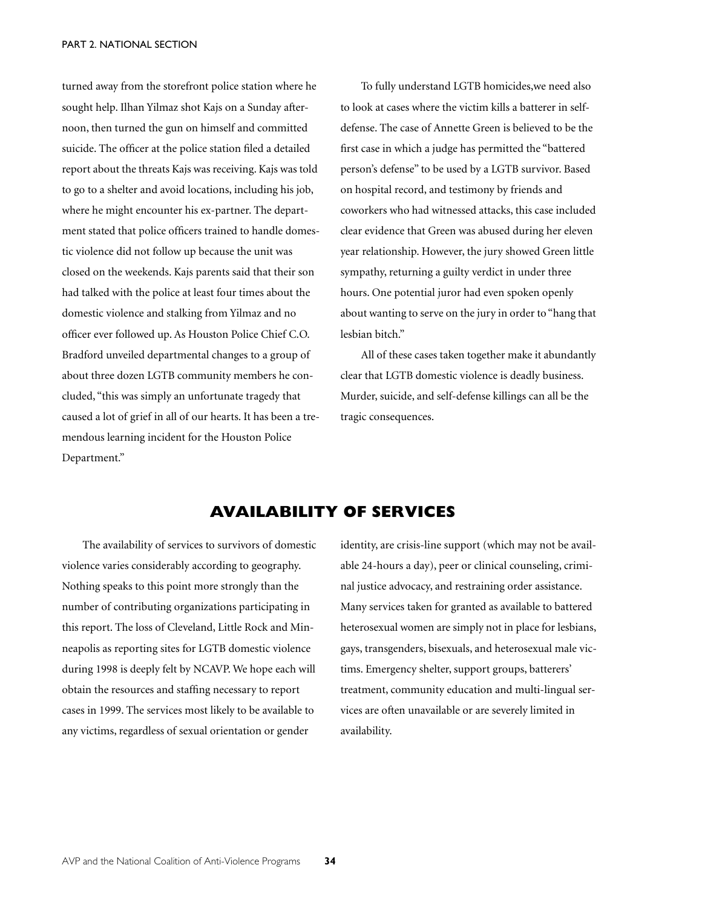turned away from the storefront police station where he sought help. Ilhan Yilmaz shot Kajs on a Sunday afternoon, then turned the gun on himself and committed suicide. The officer at the police station filed a detailed report about the threats Kajs was receiving. Kajs was told to go to a shelter and avoid locations, including his job, where he might encounter his ex-partner. The department stated that police officers trained to handle domestic violence did not follow up because the unit was closed on the weekends. Kajs parents said that their son had talked with the police at least four times about the domestic violence and stalking from Yilmaz and no officer ever followed up. As Houston Police Chief C.O. Bradford unveiled departmental changes to a group of about three dozen LGTB community members he concluded, "this was simply an unfortunate tragedy that caused a lot of grief in all of our hearts. It has been a tremendous learning incident for the Houston Police Department."

To fully understand LGTB homicides,we need also to look at cases where the victim kills a batterer in self-defense. The case of Annette Green is believed to be the first case in which a judge has permitted the "battered person's defense" to be used by a LGTB survivor. Based on hospital record, and testimony by friends and coworkers who had witnessed attacks, this case included clear evidence that Green was abused during her eleven year relationship. However, the jury showed Green little sympathy, returning a guilty verdict in under three hours. One potential juror had even spoken openly about wanting to serve on the jury in order to "hang that lesbian bitch."

All of these cases taken together make it abundantly clear that LGTB domestic violence is deadly business. Murder, suicide, and self-defense killings can all be the tragic consequences.

## AVAILABILITY OF SERVICES

The availability of services to survivors of domestic violence varies considerably according to geography. Nothing speaks to this point more strongly than the number of contributing organizations participating in this report. The loss of Cleveland, Little Rock and Minneapolis as reporting sites for LGTB domestic violence during 1998 is deeply felt by NCAVP. We hope each will obtain the resources and staffing necessary to report cases in 1999. The services most likely to be available to any victims, regardless of sexual orientation or gender identity, are crisis-line support (which may not be available 24-hours a day), peer or clinical counseling, criminal justice advocacy, and restraining order assistance. Many services taken for granted as available to battered heterosexual women are simply not in place for lesbians, gays, transgenders, bisexuals, and heterosexual male victims. Emergency shelter, support groups, batterers' treatment, community education and multi-lingual services are often unavailable or are severely limited in availability.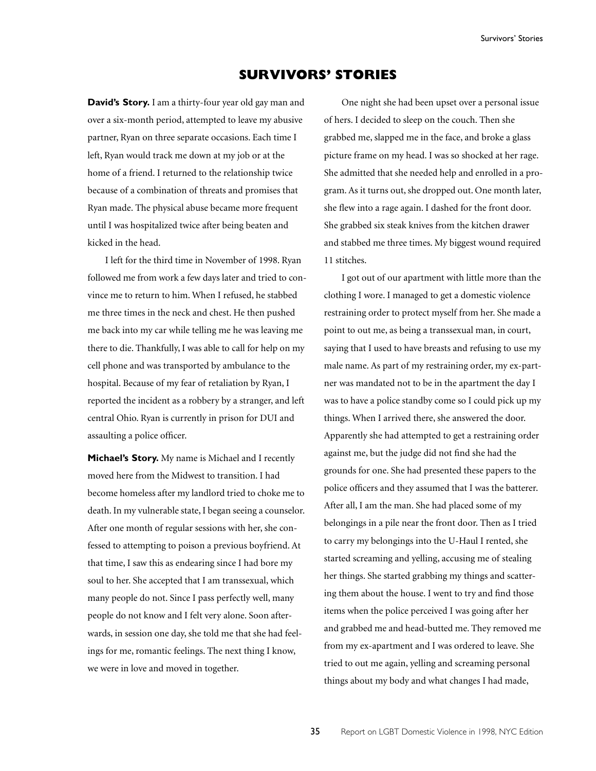# SURVIVORS' STORIES

**David's Story.** I am a thirty-four year old gay man and over a six-month period, attempted to leave my abusive partner, Ryan on three separate occasions. Each time I left, Ryan would track me down at my job or at the home of a friend. I returned to the relationship twice because of a combination of threats and promises that Ryan made. The physical abuse became more frequent until I was hospitalized twice after being beaten and kicked in the head.

I left for the third time in November of 1998. Ryan followed me from work a few days later and tried to convince me to return to him. When I refused, he stabbed me three times in the neck and chest. He then pushed me back into my car while telling me he was leaving me there to die. Thankfully, I was able to call for help on my cell phone and was transported by ambulance to the hospital. Because of my fear of retaliation by Ryan, I reported the incident as a robbery by a stranger, and left central Ohio. Ryan is currently in prison for DUI and assaulting a police officer.

**Michael's Story.** My name is Michael and I recently moved here from the Midwest to transition. I had become homeless after my landlord tried to choke me to death. In my vulnerable state, I began seeing a counselor. After one month of regular sessions with her, she confessed to attempting to poison a previous boyfriend. At that time, I saw this as endearing since I had bore my soul to her. She accepted that I am transsexual, which many people do not. Since I pass perfectly well, many people do not know and I felt very alone. Soon afterwards, in session one day, she told me that she had feelings for me, romantic feelings. The next thing I know, we were in love and moved in together.

One night she had been upset over a personal issue of hers. I decided to sleep on the couch. Then she grabbed me, slapped me in the face, and broke a glass picture frame on my head. I was so shocked at her rage. She admitted that she needed help and enrolled in a program. As it turns out, she dropped out. One month later, she flew into a rage again. I dashed for the front door. She grabbed six steak knives from the kitchen drawer and stabbed me three times. My biggest wound required 11 stitches.

I got out of our apartment with little more than the clothing I wore. I managed to get a domestic violence restraining order to protect myself from her. She made a point to out me, as being a transsexual man, in court, saying that I used to have breasts and refusing to use my male name. As part of my restraining order, my ex-partner was mandated not to be in the apartment the day I was to have a police standby come so I could pick up my things. When I arrived there, she answered the door. Apparently she had attempted to get a restraining order against me, but the judge did not find she had the grounds for one. She had presented these papers to the police officers and they assumed that I was the batterer. After all, I am the man. She had placed some of my belongings in a pile near the front door. Then as I tried to carry my belongings into the U-Haul I rented, she started screaming and yelling, accusing me of stealing her things. She started grabbing my things and scattering them about the house. I went to try and find those items when the police perceived I was going after her and grabbed me and head-butted me. They removed me from my ex-apartment and I was ordered to leave. She tried to out me again, yelling and screaming personal things about my body and what changes I had made,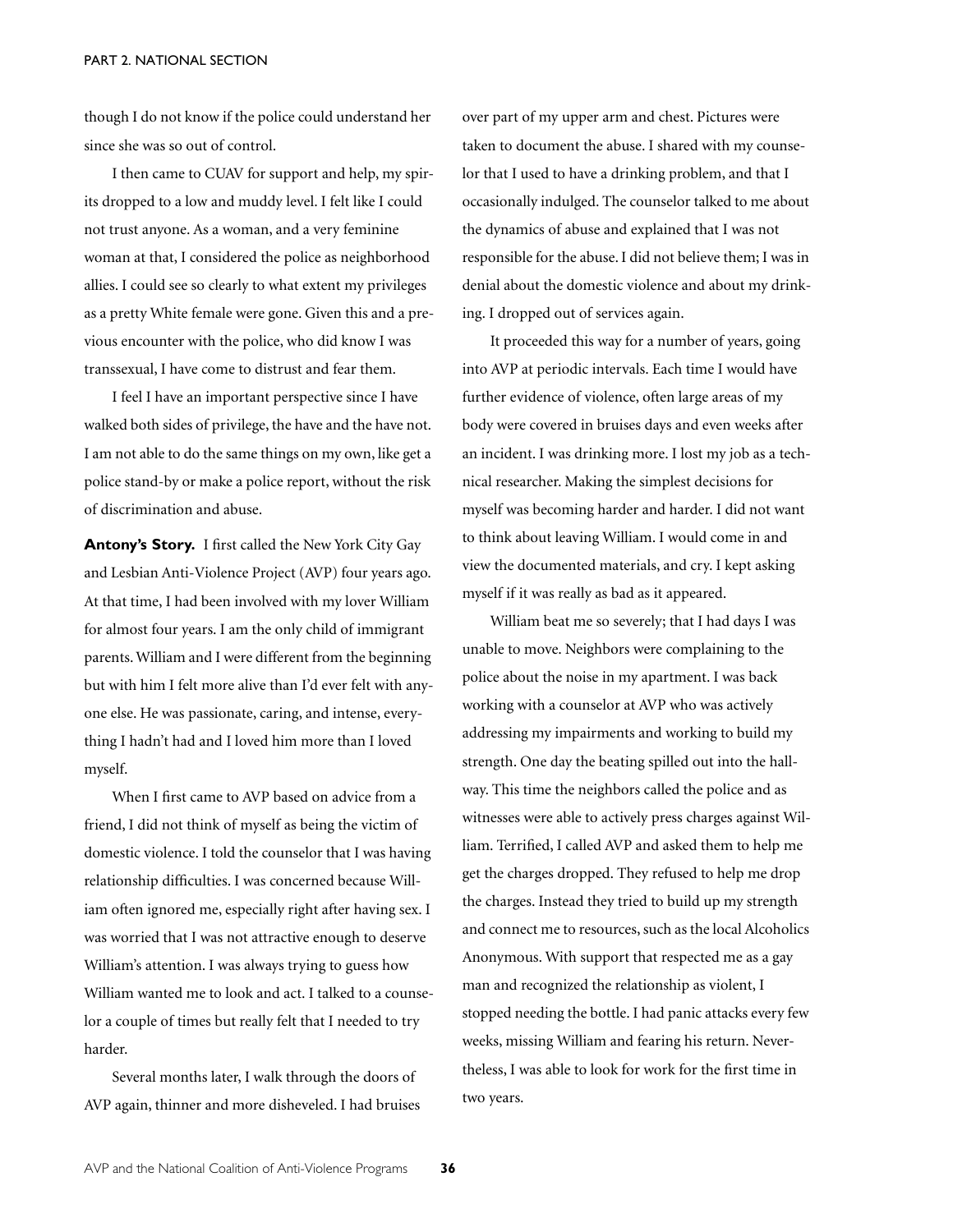though I do not know if the police could understand her since she was so out of control.

I then came to CUAV for support and help, my spirits dropped to a low and muddy level. I felt like I could not trust anyone. As a woman, and a very feminine woman at that, I considered the police as neighborhood allies. I could see so clearly to what extent my privileges as a pretty White female were gone. Given this and a previous encounter with the police, who did know I was transsexual, I have come to distrust and fear them.

I feel I have an important perspective since I have walked both sides of privilege, the have and the have not. I am not able to do the same things on my own, like get a police stand-by or make a police report, without the risk of discrimination and abuse.

**Antony's Story.** I first called the New York City Gay and Lesbian Anti-Violence Project (AVP) four years ago. At that time, I had been involved with my lover William for almost four years. I am the only child of immigrant parents. William and I were different from the beginning but with him I felt more alive than I'd ever felt with anyone else. He was passionate, caring, and intense, everything I hadn't had and I loved him more than I loved myself.

When I first came to AVP based on advice from a friend, I did not think of myself as being the victim of domestic violence. I told the counselor that I was having relationship difficulties. I was concerned because William often ignored me, especially right after having sex. I was worried that I was not attractive enough to deserve William's attention. I was always trying to guess how William wanted me to look and act. I talked to a counselor a couple of times but really felt that I needed to try harder.

Several months later, I walk through the doors of AVP again, thinner and more disheveled. I had bruises over part of my upper arm and chest. Pictures were taken to document the abuse. I shared with my counselor that I used to have a drinking problem, and that I occasionally indulged. The counselor talked to me about the dynamics of abuse and explained that I was not responsible for the abuse. I did not believe them; I was in denial about the domestic violence and about my drinking. I dropped out of services again.

It proceeded this way for a number of years, going into AVP at periodic intervals. Each time I would have further evidence of violence, often large areas of my body were covered in bruises days and even weeks after an incident. I was drinking more. I lost my job as a technical researcher. Making the simplest decisions for myself was becoming harder and harder. I did not want to think about leaving William. I would come in and view the documented materials, and cry. I kept asking myself if it was really as bad as it appeared.

William beat me so severely; that I had days I was unable to move. Neighbors were complaining to the police about the noise in my apartment. I was back working with a counselor at AVP who was actively addressing my impairments and working to build my strength. One day the beating spilled out into the hallway. This time the neighbors called the police and as witnesses were able to actively press charges against William. Terrified, I called AVP and asked them to help me get the charges dropped. They refused to help me drop the charges. Instead they tried to build up my strength and connect me to resources, such as the local Alcoholics Anonymous. With support that respected me as a gay man and recognized the relationship as violent, I stopped needing the bottle. I had panic attacks every few weeks, missing William and fearing his return. Nevertheless, I was able to look for work for the first time in two years.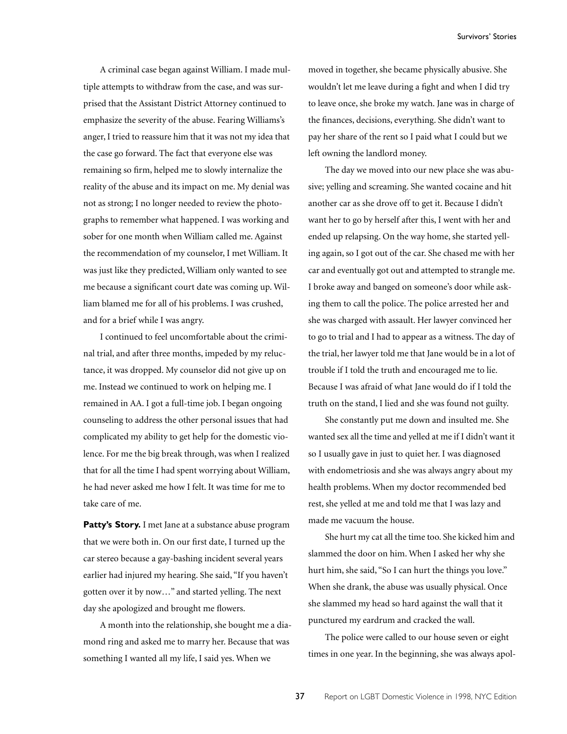A criminal case began against William. I made multiple attempts to withdraw from the case, and was surprised that the Assistant District Attorney continued to emphasize the severity of the abuse. Fearing Williams's anger, I tried to reassure him that it was not my idea that the case go forward. The fact that everyone else was remaining so firm, helped me to slowly internalize the reality of the abuse and its impact on me. My denial was not as strong; I no longer needed to review the photographs to remember what happened. I was working and sober for one month when William called me. Against the recommendation of my counselor, I met William. It was just like they predicted, William only wanted to see me because a significant court date was coming up. William blamed me for all of his problems. I was crushed, and for a brief while I was angry.

I continued to feel uncomfortable about the criminal trial, and after three months, impeded by my reluctance, it was dropped. My counselor did not give up on me. Instead we continued to work on helping me. I remained in AA. I got a full-time job. I began ongoing counseling to address the other personal issues that had complicated my ability to get help for the domestic violence. For me the big break through, was when I realized that for all the time I had spent worrying about William, he had never asked me how I felt. It was time for me to take care of me.

**Patty's Story.** I met Jane at a substance abuse program that we were both in. On our first date, I turned up the car stereo because a gay-bashing incident several years earlier had injured my hearing. She said, "If you haven't gotten over it by now…" and started yelling. The next day she apologized and brought me flowers.

A month into the relationship, she bought me a diamond ring and asked me to marry her. Because that was something I wanted all my life, I said yes. When we moved in together, she became physically abusive. She wouldn't let me leave during a fight and when I did try to leave once, she broke my watch. Jane was in charge of the finances, decisions, everything. She didn't want to pay her share of the rent so I paid what I could but we left owning the landlord money.

The day we moved into our new place she was abusive; yelling and screaming. She wanted cocaine and hit another car as she drove off to get it. Because I didn't want her to go by herself after this, I went with her and ended up relapsing. On the way home, she started yelling again, so I got out of the car. She chased me with her car and eventually got out and attempted to strangle me. I broke away and banged on someone's door while asking them to call the police. The police arrested her and she was charged with assault. Her lawyer convinced her to go to trial and I had to appear as a witness. The day of the trial, her lawyer told me that Jane would be in a lot of trouble if I told the truth and encouraged me to lie. Because I was afraid of what Jane would do if I told the truth on the stand, I lied and she was found not guilty.

She constantly put me down and insulted me. She wanted sex all the time and yelled at me if I didn't want it so I usually gave in just to quiet her. I was diagnosed with endometriosis and she was always angry about my health problems. When my doctor recommended bed rest, she yelled at me and told me that I was lazy and made me vacuum the house.

She hurt my cat all the time too. She kicked him and slammed the door on him. When I asked her why she hurt him, she said, "So I can hurt the things you love." When she drank, the abuse was usually physical. Once she slammed my head so hard against the wall that it punctured my eardrum and cracked the wall.

The police were called to our house seven or eight times in one year. In the beginning, she was always apol-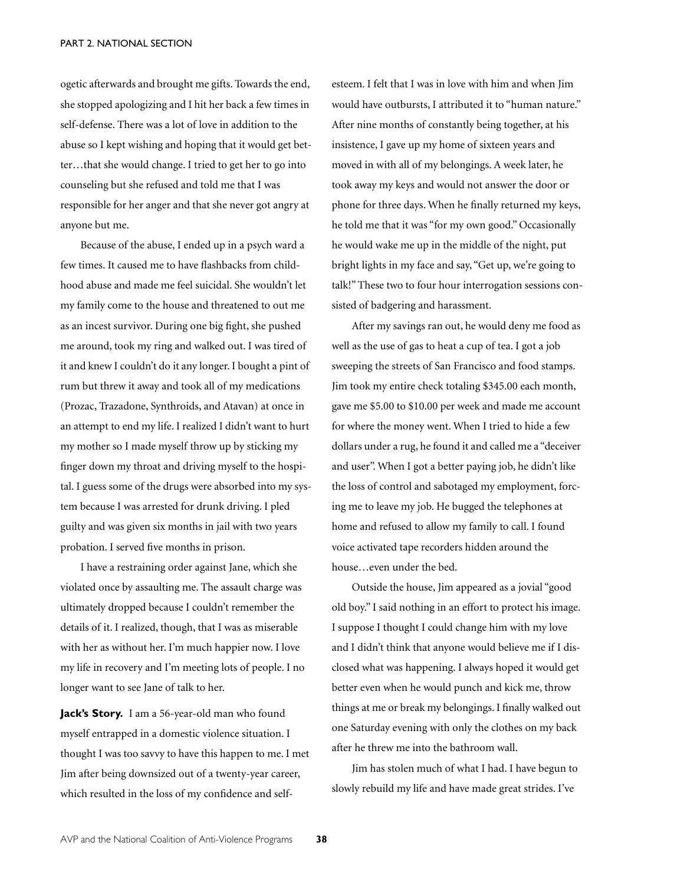ogetic afterwards and brought me gifts. Towards the end, she stopped apologizing and I hit her back a few times in self-defense. There was a lot of love in addition to the abuse so I kept wishing and hoping that it would get better…that she would change. I tried to get her to go into counseling but she refused and told me that I was responsible for her anger and that she never got angry at anyone but me.

Because of the abuse, I ended up in a psych ward a few times. It caused me to have flashbacks from childhood abuse and made me feel suicidal. She wouldn't let my family come to the house and threatened to out me as an incest survivor. During one big fight, she pushed me around, took my ring and walked out. I was tired of it and knew I couldn't do it any longer. I bought a pint of rum but threw it away and took all of my medications (Prozac, Trazadone, Synthroids, and Atavan) at once in an attempt to end my life. I realized I didn't want to hurt my mother so I made myself throw up by sticking my finger down my throat and driving myself to the hospital. I guess some of the drugs were absorbed into my system because I was arrested for drunk driving. I pled guilty and was given six months in jail with two years probation. I served five months in prison.

I have a restraining order against Jane, which she violated once by assaulting me. The assault charge was ultimately dropped because I couldn't remember the details of it. I realized, though, that I was as miserable with her as without her. I'm much happier now. I love my life in recovery and I'm meeting lots of people. I no longer want to see Jane of talk to her.

**Jack's Story.** I am a 56-year-old man who found myself entrapped in a domestic violence situation. I thought I was too savvy to have this happen to me. I met Jim after being downsized out of a twenty-year career, which resulted in the loss of my confidence and self-esteem. I felt that I was in love with him and when Jim would have outbursts, I attributed it to "human nature." After nine months of constantly being together, at his insistence, I gave up my home of sixteen years and moved in with all of my belongings. A week later, he took away my keys and would not answer the door or phone for three days. When he finally returned my keys, he told me that it was "for my own good." Occasionally he would wake me up in the middle of the night, put bright lights in my face and say, "Get up, we're going to talk!" These two to four hour interrogation sessions consisted of badgering and harassment.

After my savings ran out, he would deny me food as well as the use of gas to heat a cup of tea. I got a job sweeping the streets of San Francisco and food stamps. Jim took my entire check totaling $345.00 each month, gave me $5.00 to $10.00 per week and made me account for where the money went. When I tried to hide a few dollars under a rug, he found it and called me a "deceiver and user". When I got a better paying job, he didn't like the loss of control and sabotaged my employment, forcing me to leave my job. He bugged the telephones at home and refused to allow my family to call. I found voice activated tape recorders hidden around the house…even under the bed.

Outside the house, Jim appeared as a jovial "good old boy." I said nothing in an effort to protect his image. I suppose I thought I could change him with my love and I didn't think that anyone would believe me if I disclosed what was happening. I always hoped it would get better even when he would punch and kick me, throw things at me or break my belongings. I finally walked out one Saturday evening with only the clothes on my back after he threw me into the bathroom wall.

Jim has stolen much of what I had. I have begun to slowly rebuild my life and have made great strides. I've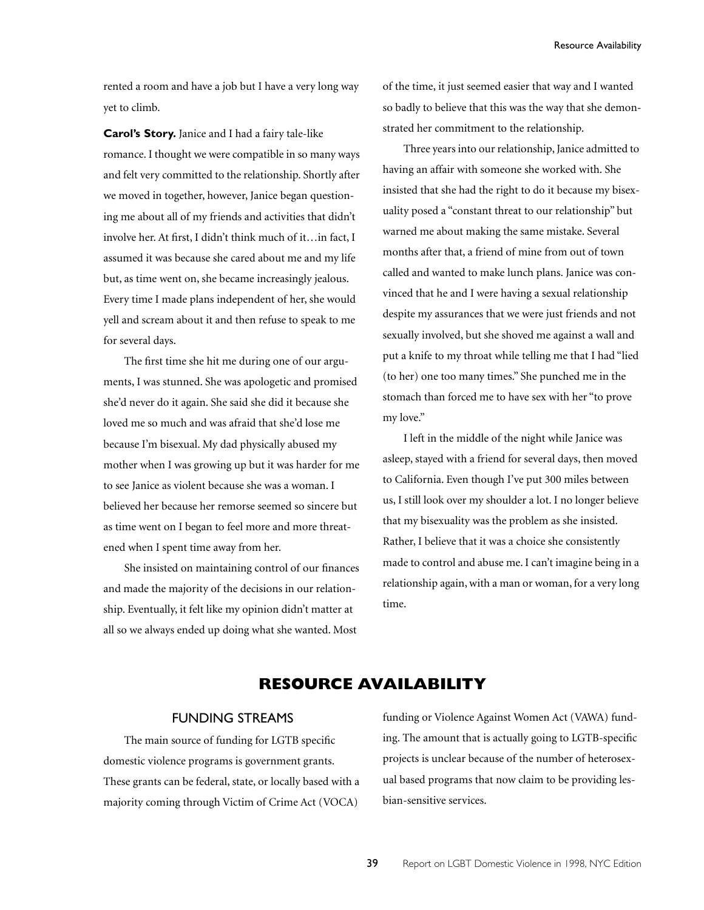rented a room and have a job but I have a very long way yet to climb.

**Carol's Story.** Janice and I had a fairy tale-like romance. I thought we were compatible in so many ways and felt very committed to the relationship. Shortly after we moved in together, however, Janice began questioning me about all of my friends and activities that didn't involve her. At first, I didn't think much of it…in fact, I assumed it was because she cared about me and my life but, as time went on, she became increasingly jealous. Every time I made plans independent of her, she would yell and scream about it and then refuse to speak to me for several days.

The first time she hit me during one of our arguments, I was stunned. She was apologetic and promised she'd never do it again. She said she did it because she loved me so much and was afraid that she'd lose me because I'm bisexual. My dad physically abused my mother when I was growing up but it was harder for me to see Janice as violent because she was a woman. I believed her because her remorse seemed so sincere but as time went on I began to feel more and more threatened when I spent time away from her.

She insisted on maintaining control of our finances and made the majority of the decisions in our relationship. Eventually, it felt like my opinion didn't matter at all so we always ended up doing what she wanted. Most of the time, it just seemed easier that way and I wanted so badly to believe that this was the way that she demonstrated her commitment to the relationship.

Three years into our relationship, Janice admitted to having an affair with someone she worked with. She insisted that she had the right to do it because my bisexuality posed a "constant threat to our relationship" but warned me about making the same mistake. Several months after that, a friend of mine from out of town called and wanted to make lunch plans. Janice was convinced that he and I were having a sexual relationship despite my assurances that we were just friends and not sexually involved, but she shoved me against a wall and put a knife to my throat while telling me that I had "lied (to her) one too many times." She punched me in the stomach than forced me to have sex with her "to prove my love."

I left in the middle of the night while Janice was asleep, stayed with a friend for several days, then moved to California. Even though I've put 300 miles between us, I still look over my shoulder a lot. I no longer believe that my bisexuality was the problem as she insisted. Rather, I believe that it was a choice she consistently made to control and abuse me. I can't imagine being in a relationship again, with a man or woman, for a very long time.

# RESOURCE AVAILABILITY

## FUNDING STREAMS

The main source of funding for LGTB specific domestic violence programs is government grants. These grants can be federal, state, or locally based with a majority coming through Victim of Crime Act (VOCA) funding or Violence Against Women Act (VAWA) funding. The amount that is actually going to LGTB-specific projects is unclear because of the number of heterosexual based programs that now claim to be providing lesbian-sensitive services.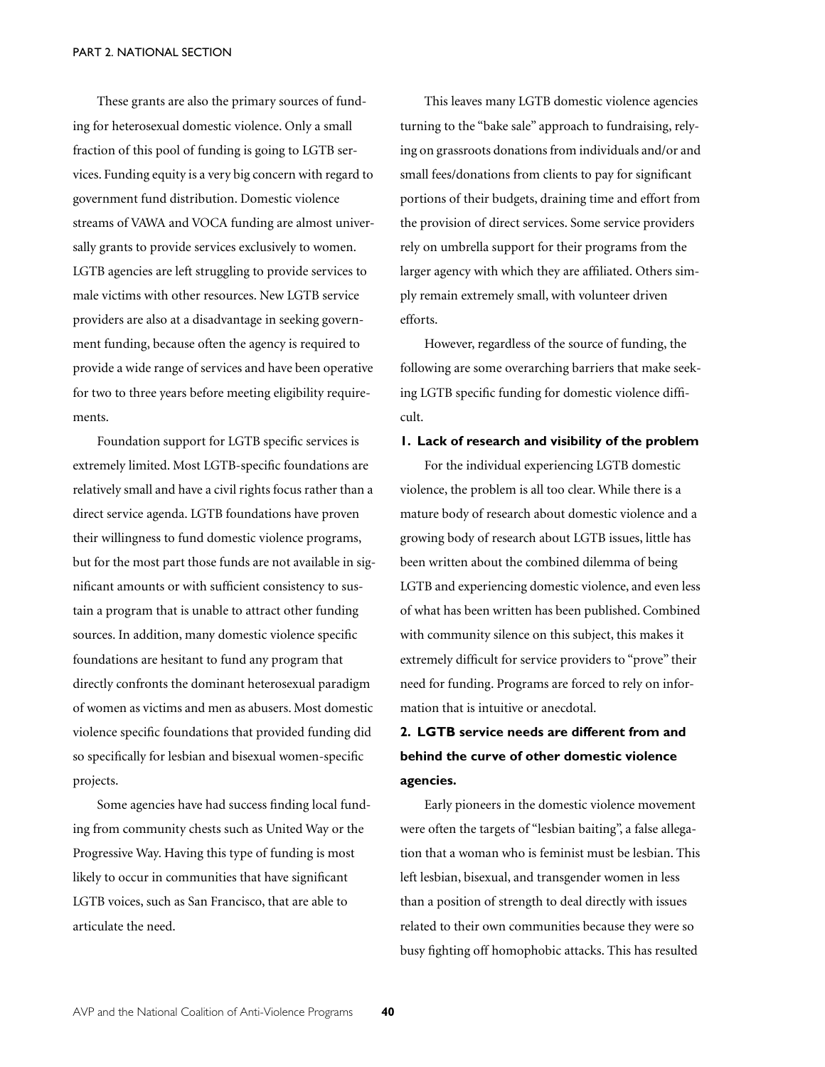These grants are also the primary sources of funding for heterosexual domestic violence. Only a small fraction of this pool of funding is going to LGTB services. Funding equity is a very big concern with regard to government fund distribution. Domestic violence streams of VAWA and VOCA funding are almost universally grants to provide services exclusively to women. LGTB agencies are left struggling to provide services to male victims with other resources. New LGTB service providers are also at a disadvantage in seeking government funding, because often the agency is required to provide a wide range of services and have been operative for two to three years before meeting eligibility requirements.

Foundation support for LGTB specific services is extremely limited. Most LGTB-specific foundations are relatively small and have a civil rights focus rather than a direct service agenda. LGTB foundations have proven their willingness to fund domestic violence programs, but for the most part those funds are not available in significant amounts or with sufficient consistency to sustain a program that is unable to attract other funding sources. In addition, many domestic violence specific foundations are hesitant to fund any program that directly confronts the dominant heterosexual paradigm of women as victims and men as abusers. Most domestic violence specific foundations that provided funding did so specifically for lesbian and bisexual women-specific projects.

Some agencies have had success finding local funding from community chests such as United Way or the Progressive Way. Having this type of funding is most likely to occur in communities that have significant LGTB voices, such as San Francisco, that are able to articulate the need.

This leaves many LGTB domestic violence agencies turning to the "bake sale" approach to fundraising, relying on grassroots donations from individuals and/or and small fees/donations from clients to pay for significant portions of their budgets, draining time and effort from the provision of direct services. Some service providers rely on umbrella support for their programs from the larger agency with which they are affiliated. Others simply remain extremely small, with volunteer driven efforts.

However, regardless of the source of funding, the following are some overarching barriers that make seeking LGTB specific funding for domestic violence difficult.

**1. Lack of research and visibility of the problem**

For the individual experiencing LGTB domestic violence, the problem is all too clear. While there is a mature body of research about domestic violence and a growing body of research about LGTB issues, little has been written about the combined dilemma of being LGTB and experiencing domestic violence, and even less of what has been written has been published. Combined with community silence on this subject, this makes it extremely difficult for service providers to "prove" their need for funding. Programs are forced to rely on information that is intuitive or anecdotal.

**2. LGTB service needs are different from and behind the curve of other domestic violence agencies.**

Early pioneers in the domestic violence movement were often the targets of "lesbian baiting", a false allegation that a woman who is feminist must be lesbian. This left lesbian, bisexual, and transgender women in less than a position of strength to deal directly with issues related to their own communities because they were so busy fighting off homophobic attacks. This has resulted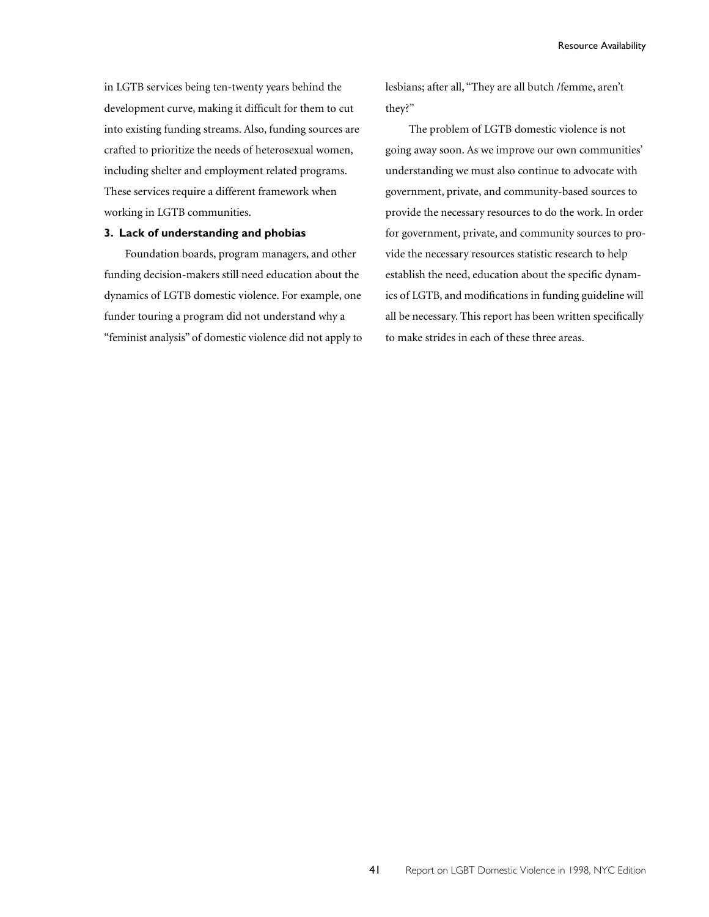in LGTB services being ten-twenty years behind the development curve, making it difficult for them to cut into existing funding streams. Also, funding sources are crafted to prioritize the needs of heterosexual women, including shelter and employment related programs. These services require a different framework when working in LGTB communities.

**3. Lack of understanding and phobias**

Foundation boards, program managers, and other funding decision-makers still need education about the dynamics of LGTB domestic violence. For example, one funder touring a program did not understand why a "feminist analysis" of domestic violence did not apply to lesbians; after all, "They are all butch /femme, aren't they?"

The problem of LGTB domestic violence is not going away soon. As we improve our own communities' understanding we must also continue to advocate with government, private, and community-based sources to provide the necessary resources to do the work. In order for government, private, and community sources to provide the necessary resources statistic research to help establish the need, education about the specific dynamics of LGTB, and modifications in funding guideline will all be necessary. This report has been written specifically to make strides in each of these three areas.